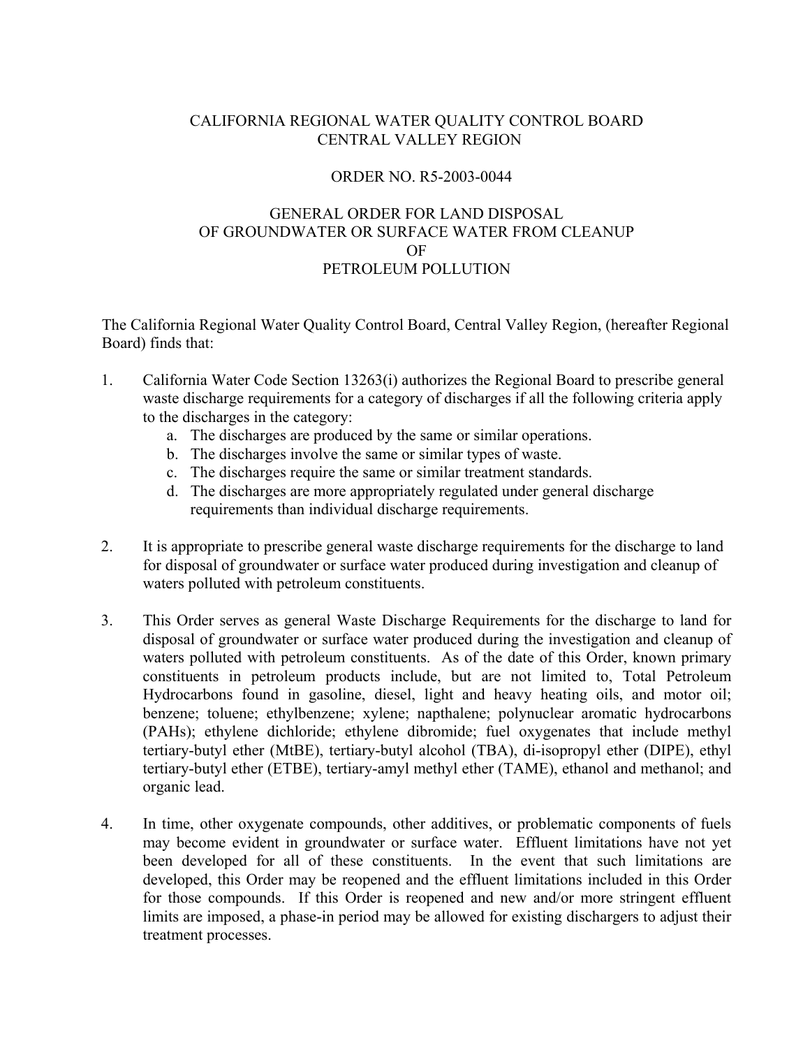# CALIFORNIA REGIONAL WATER QUALITY CONTROL BOARD
# CENTRAL VALLEY REGION

## ORDER NO. R5-2003-0044

## GENERAL ORDER FOR LAND DISPOSAL OF GROUNDWATER OR SURFACE WATER FROM CLEANUP OF PETROLEUM POLLUTION

The California Regional Water Quality Control Board, Central Valley Region, (hereafter Regional Board) finds that:

1. California Water Code Section 13263(i) authorizes the Regional Board to prescribe general waste discharge requirements for a category of discharges if all the following criteria apply to the discharges in the category:
   a. The discharges are produced by the same or similar operations.
   b. The discharges involve the same or similar types of waste.
   c. The discharges require the same or similar treatment standards.
   d. The discharges are more appropriately regulated under general discharge requirements than individual discharge requirements.

2. It is appropriate to prescribe general waste discharge requirements for the discharge to land for disposal of groundwater or surface water produced during investigation and cleanup of waters polluted with petroleum constituents.

3. This Order serves as general Waste Discharge Requirements for the discharge to land for disposal of groundwater or surface water produced during the investigation and cleanup of waters polluted with petroleum constituents. As of the date of this Order, known primary constituents in petroleum products include, but are not limited to, Total Petroleum Hydrocarbons found in gasoline, diesel, light and heavy heating oils, and motor oil; benzene; toluene; ethylbenzene; xylene; napthalene; polynuclear aromatic hydrocarbons (PAHs); ethylene dichloride; ethylene dibromide; fuel oxygenates that include methyl tertiary-butyl ether (MtBE), tertiary-butyl alcohol (TBA), di-isopropyl ether (DIPE), ethyl tertiary-butyl ether (ETBE), tertiary-amyl methyl ether (TAME), ethanol and methanol; and organic lead.

4. In time, other oxygenate compounds, other additives, or problematic components of fuels may become evident in groundwater or surface water. Effluent limitations have not yet been developed for all of these constituents. In the event that such limitations are developed, this Order may be reopened and the effluent limitations included in this Order for those compounds. If this Order is reopened and new and/or more stringent effluent limits are imposed, a phase-in period may be allowed for existing dischargers to adjust their treatment processes.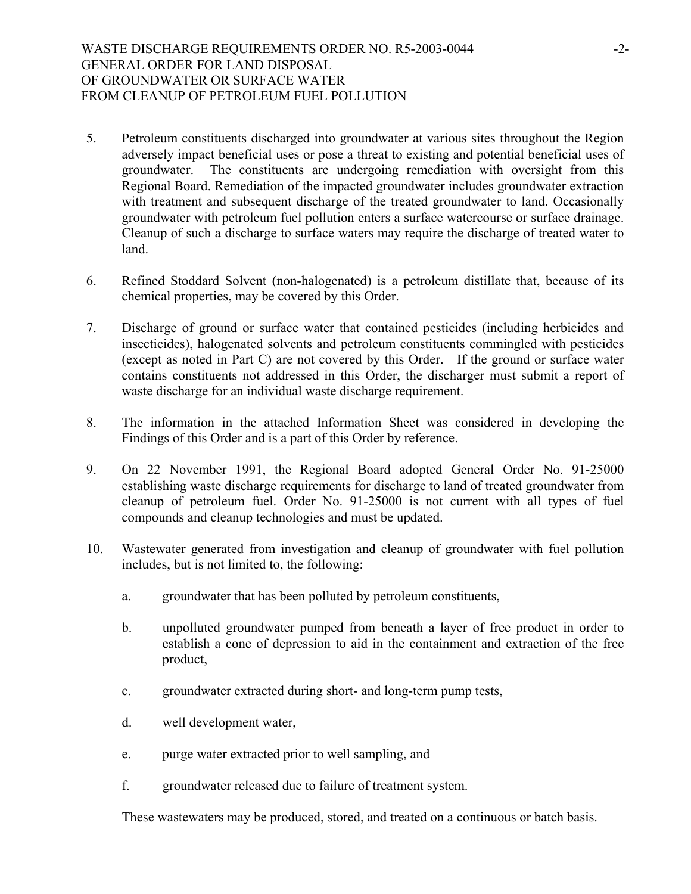5. Petroleum constituents discharged into groundwater at various sites throughout the Region adversely impact beneficial uses or pose a threat to existing and potential beneficial uses of groundwater. The constituents are undergoing remediation with oversight from this Regional Board. Remediation of the impacted groundwater includes groundwater extraction with treatment and subsequent discharge of the treated groundwater to land. Occasionally groundwater with petroleum fuel pollution enters a surface watercourse or surface drainage. Cleanup of such a discharge to surface waters may require the discharge of treated water to land.

6. Refined Stoddard Solvent (non-halogenated) is a petroleum distillate that, because of its chemical properties, may be covered by this Order.

7. Discharge of ground or surface water that contained pesticides (including herbicides and insecticides), halogenated solvents and petroleum constituents commingled with pesticides (except as noted in Part C) are not covered by this Order. If the ground or surface water contains constituents not addressed in this Order, the discharger must submit a report of waste discharge for an individual waste discharge requirement.

8. The information in the attached Information Sheet was considered in developing the Findings of this Order and is a part of this Order by reference.

9. On 22 November 1991, the Regional Board adopted General Order No. 91-25000 establishing waste discharge requirements for discharge to land of treated groundwater from cleanup of petroleum fuel. Order No. 91-25000 is not current with all types of fuel compounds and cleanup technologies and must be updated.

10. Wastewater generated from investigation and cleanup of groundwater with fuel pollution includes, but is not limited to, the following:

    a. groundwater that has been polluted by petroleum constituents,

    b. unpolluted groundwater pumped from beneath a layer of free product in order to establish a cone of depression to aid in the containment and extraction of the free product,

    c. groundwater extracted during short- and long-term pump tests,

    d. well development water,

    e. purge water extracted prior to well sampling, and

    f. groundwater released due to failure of treatment system.

    These wastewaters may be produced, stored, and treated on a continuous or batch basis.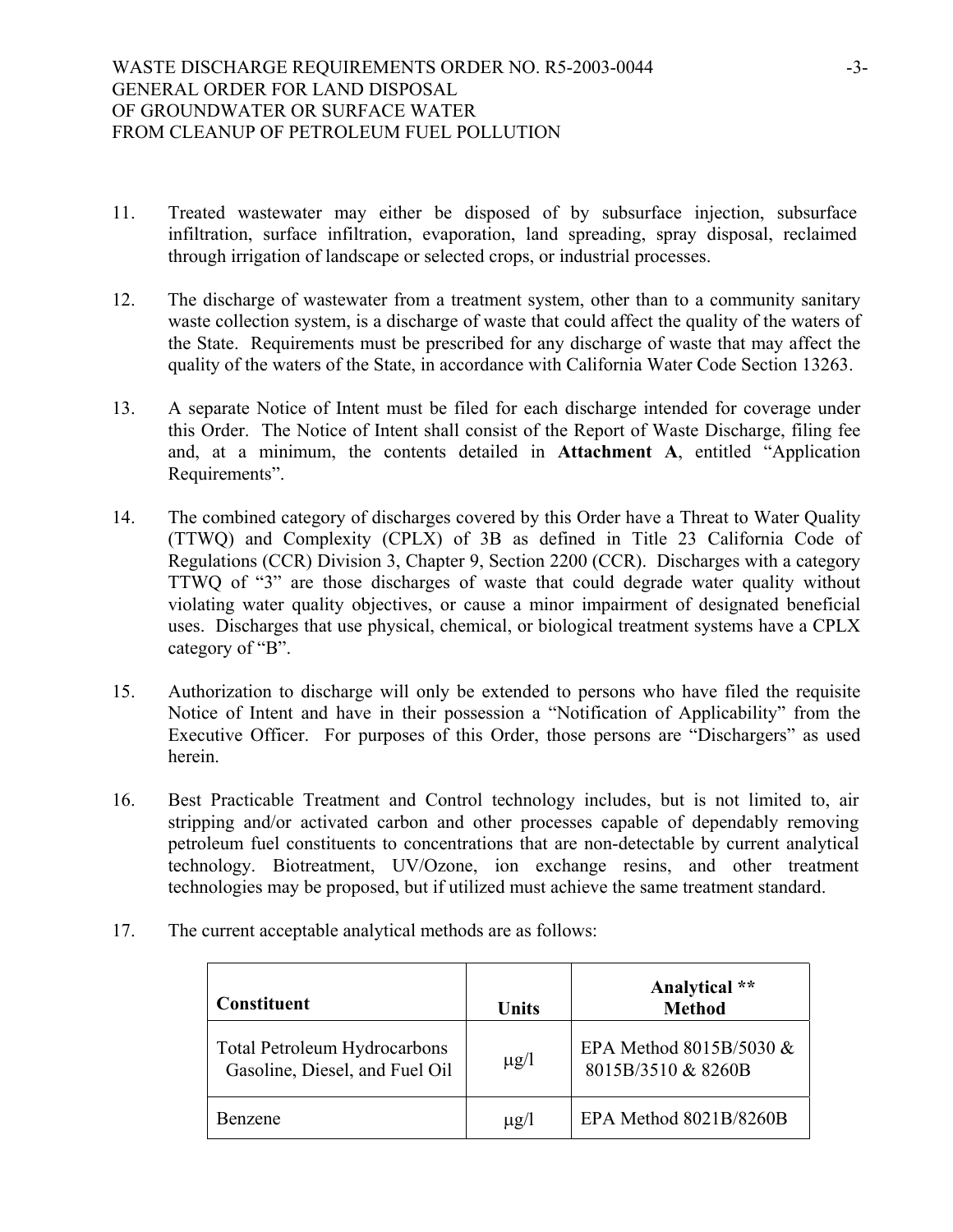11. Treated wastewater may either be disposed of by subsurface injection, subsurface infiltration, surface infiltration, evaporation, land spreading, spray disposal, reclaimed through irrigation of landscape or selected crops, or industrial processes.

12. The discharge of wastewater from a treatment system, other than to a community sanitary waste collection system, is a discharge of waste that could affect the quality of the waters of the State. Requirements must be prescribed for any discharge of waste that may affect the quality of the waters of the State, in accordance with California Water Code Section 13263.

13. A separate Notice of Intent must be filed for each discharge intended for coverage under this Order. The Notice of Intent shall consist of the Report of Waste Discharge, filing fee and, at a minimum, the contents detailed in **Attachment A**, entitled "Application Requirements".

14. The combined category of discharges covered by this Order have a Threat to Water Quality (TTWQ) and Complexity (CPLX) of 3B as defined in Title 23 California Code of Regulations (CCR) Division 3, Chapter 9, Section 2200 (CCR). Discharges with a category TTWQ of "3" are those discharges of waste that could degrade water quality without violating water quality objectives, or cause a minor impairment of designated beneficial uses. Discharges that use physical, chemical, or biological treatment systems have a CPLX category of "B".

15. Authorization to discharge will only be extended to persons who have filed the requisite Notice of Intent and have in their possession a "Notification of Applicability" from the Executive Officer. For purposes of this Order, those persons are "Dischargers" as used herein.

16. Best Practicable Treatment and Control technology includes, but is not limited to, air stripping and/or activated carbon and other processes capable of dependably removing petroleum fuel constituents to concentrations that are non-detectable by current analytical technology. Biotreatment, UV/Ozone, ion exchange resins, and other treatment technologies may be proposed, but if utilized must achieve the same treatment standard.

17. The current acceptable analytical methods are as follows:

| Constituent | Units | Analytical ** Method |
|---|---|---|
| Total Petroleum Hydrocarbons Gasoline, Diesel, and Fuel Oil | μg/l | EPA Method 8015B/5030 & 8015B/3510 & 8260B |
| Benzene | μg/l | EPA Method 8021B/8260B |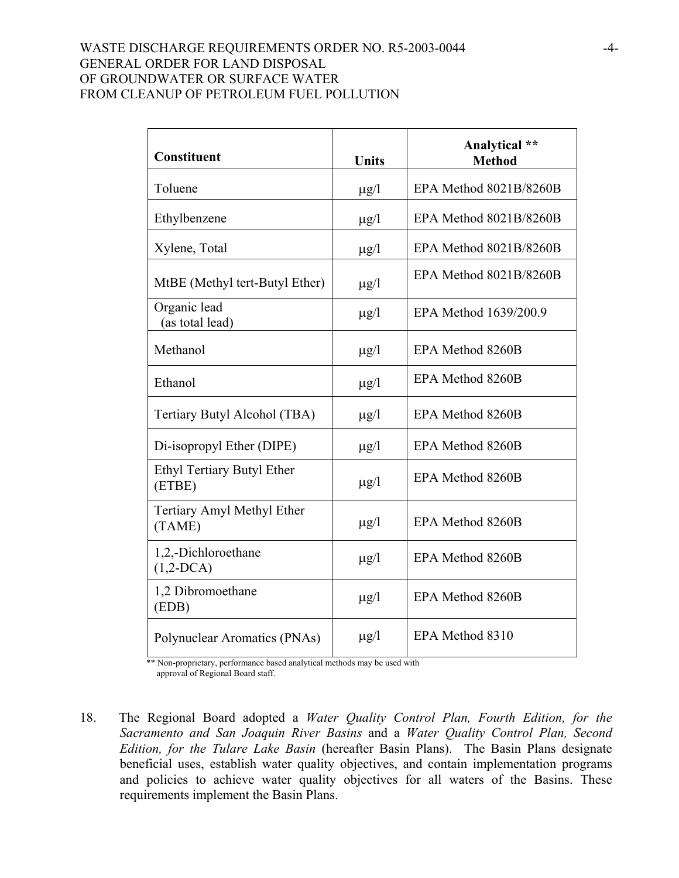| Constituent | Units | Analytical ** Method |
|---|---|---|
| Toluene | μg/l | EPA Method 8021B/8260B |
| Ethylbenzene | μg/l | EPA Method 8021B/8260B |
| Xylene, Total | μg/l | EPA Method 8021B/8260B |
| MtBE (Methyl tert-Butyl Ether) | μg/l | EPA Method 8021B/8260B |
| Organic lead (as total lead) | μg/l | EPA Method 1639/200.9 |
| Methanol | μg/l | EPA Method 8260B |
| Ethanol | μg/l | EPA Method 8260B |
| Tertiary Butyl Alcohol (TBA) | μg/l | EPA Method 8260B |
| Di-isopropyl Ether (DIPE) | μg/l | EPA Method 8260B |
| Ethyl Tertiary Butyl Ether (ETBE) | μg/l | EPA Method 8260B |
| Tertiary Amyl Methyl Ether (TAME) | μg/l | EPA Method 8260B |
| 1,2,-Dichloroethane (1,2-DCA) | μg/l | EPA Method 8260B |
| 1,2 Dibromoethane (EDB) | μg/l | EPA Method 8260B |
| Polynuclear Aromatics (PNAs) | μg/l | EPA Method 8310 |

** Non-proprietary, performance based analytical methods may be used with approval of Regional Board staff.

18. The Regional Board adopted a *Water Quality Control Plan, Fourth Edition, for the Sacramento and San Joaquin River Basins* and a *Water Quality Control Plan, Second Edition, for the Tulare Lake Basin* (hereafter Basin Plans). The Basin Plans designate beneficial uses, establish water quality objectives, and contain implementation programs and policies to achieve water quality objectives for all waters of the Basins. These requirements implement the Basin Plans.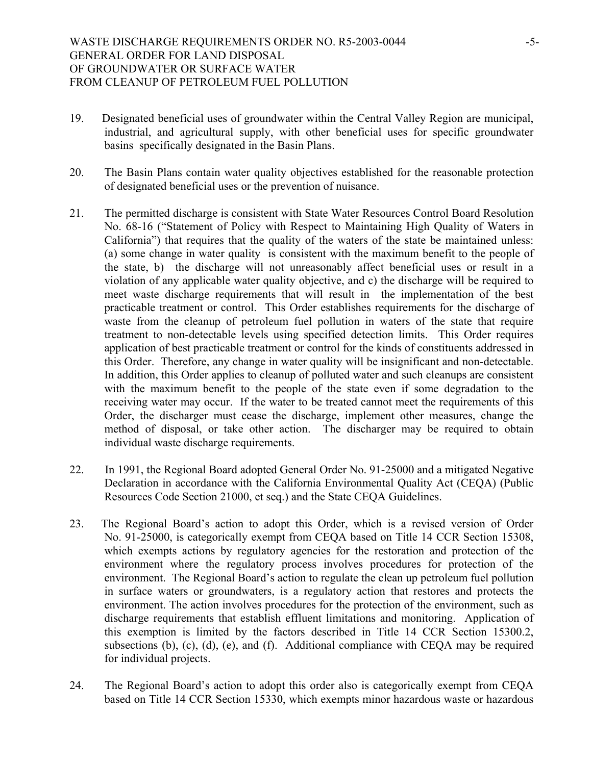19. Designated beneficial uses of groundwater within the Central Valley Region are municipal, industrial, and agricultural supply, with other beneficial uses for specific groundwater basins specifically designated in the Basin Plans.

20. The Basin Plans contain water quality objectives established for the reasonable protection of designated beneficial uses or the prevention of nuisance.

21. The permitted discharge is consistent with State Water Resources Control Board Resolution No. 68-16 ("Statement of Policy with Respect to Maintaining High Quality of Waters in California") that requires that the quality of the waters of the state be maintained unless: (a) some change in water quality is consistent with the maximum benefit to the people of the state, b) the discharge will not unreasonably affect beneficial uses or result in a violation of any applicable water quality objective, and c) the discharge will be required to meet waste discharge requirements that will result in the implementation of the best practicable treatment or control. This Order establishes requirements for the discharge of waste from the cleanup of petroleum fuel pollution in waters of the state that require treatment to non-detectable levels using specified detection limits. This Order requires application of best practicable treatment or control for the kinds of constituents addressed in this Order. Therefore, any change in water quality will be insignificant and non-detectable. In addition, this Order applies to cleanup of polluted water and such cleanups are consistent with the maximum benefit to the people of the state even if some degradation to the receiving water may occur. If the water to be treated cannot meet the requirements of this Order, the discharger must cease the discharge, implement other measures, change the method of disposal, or take other action. The discharger may be required to obtain individual waste discharge requirements.

22. In 1991, the Regional Board adopted General Order No. 91-25000 and a mitigated Negative Declaration in accordance with the California Environmental Quality Act (CEQA) (Public Resources Code Section 21000, et seq.) and the State CEQA Guidelines.

23. The Regional Board's action to adopt this Order, which is a revised version of Order No. 91-25000, is categorically exempt from CEQA based on Title 14 CCR Section 15308, which exempts actions by regulatory agencies for the restoration and protection of the environment where the regulatory process involves procedures for protection of the environment. The Regional Board's action to regulate the clean up petroleum fuel pollution in surface waters or groundwaters, is a regulatory action that restores and protects the environment. The action involves procedures for the protection of the environment, such as discharge requirements that establish effluent limitations and monitoring. Application of this exemption is limited by the factors described in Title 14 CCR Section 15300.2, subsections (b), (c), (d), (e), and (f). Additional compliance with CEQA may be required for individual projects.

24. The Regional Board's action to adopt this order also is categorically exempt from CEQA based on Title 14 CCR Section 15330, which exempts minor hazardous waste or hazardous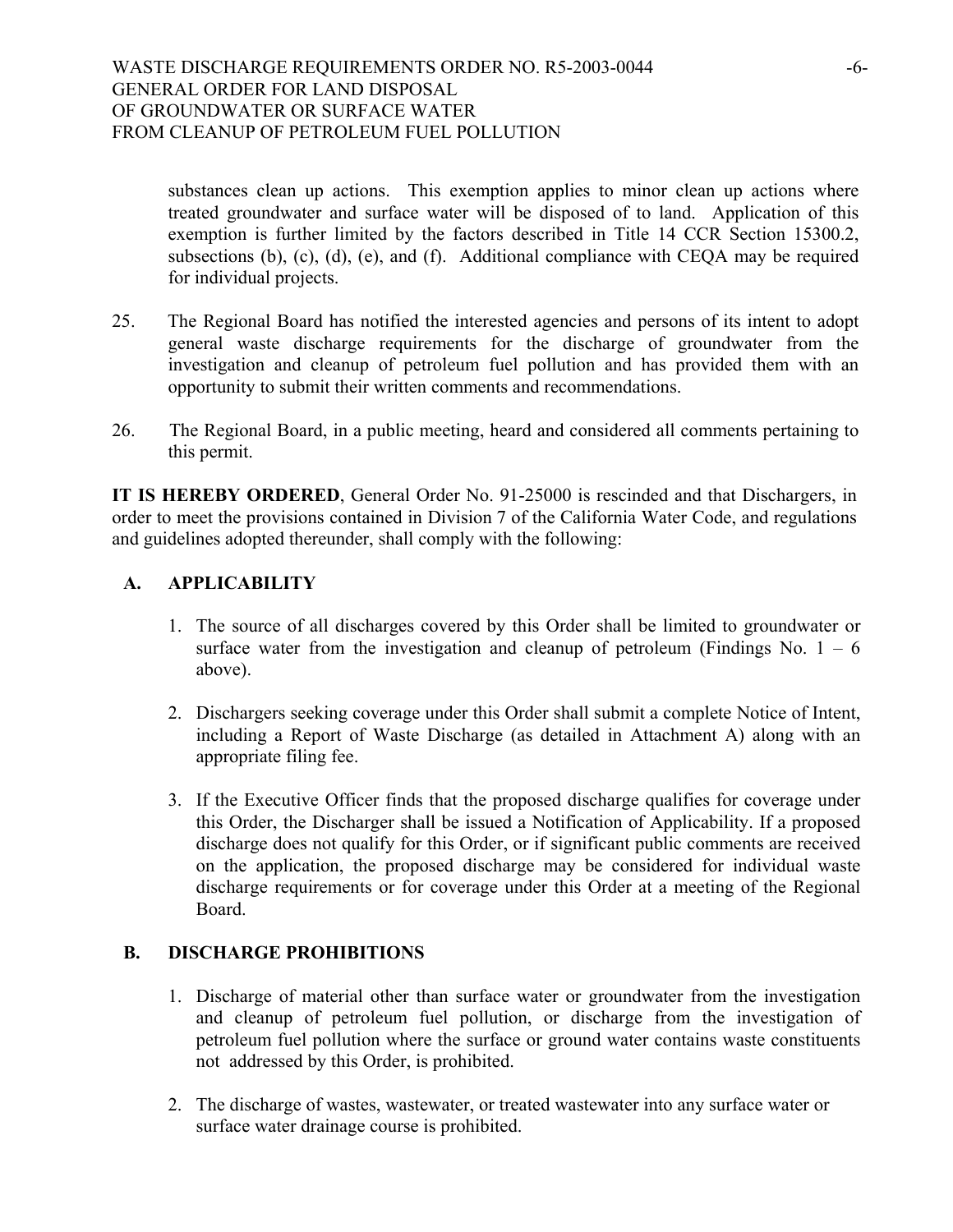substances clean up actions. This exemption applies to minor clean up actions where treated groundwater and surface water will be disposed of to land. Application of this exemption is further limited by the factors described in Title 14 CCR Section 15300.2, subsections (b), (c), (d), (e), and (f). Additional compliance with CEQA may be required for individual projects.

25. The Regional Board has notified the interested agencies and persons of its intent to adopt general waste discharge requirements for the discharge of groundwater from the investigation and cleanup of petroleum fuel pollution and has provided them with an opportunity to submit their written comments and recommendations.

26. The Regional Board, in a public meeting, heard and considered all comments pertaining to this permit.

**IT IS HEREBY ORDERED**, General Order No. 91-25000 is rescinded and that Dischargers, in order to meet the provisions contained in Division 7 of the California Water Code, and regulations and guidelines adopted thereunder, shall comply with the following:

## A. APPLICABILITY

1. The source of all discharges covered by this Order shall be limited to groundwater or surface water from the investigation and cleanup of petroleum (Findings No. 1 – 6 above).

2. Dischargers seeking coverage under this Order shall submit a complete Notice of Intent, including a Report of Waste Discharge (as detailed in Attachment A) along with an appropriate filing fee.

3. If the Executive Officer finds that the proposed discharge qualifies for coverage under this Order, the Discharger shall be issued a Notification of Applicability. If a proposed discharge does not qualify for this Order, or if significant public comments are received on the application, the proposed discharge may be considered for individual waste discharge requirements or for coverage under this Order at a meeting of the Regional Board.

## B. DISCHARGE PROHIBITIONS

1. Discharge of material other than surface water or groundwater from the investigation and cleanup of petroleum fuel pollution, or discharge from the investigation of petroleum fuel pollution where the surface or ground water contains waste constituents not addressed by this Order, is prohibited.

2. The discharge of wastes, wastewater, or treated wastewater into any surface water or surface water drainage course is prohibited.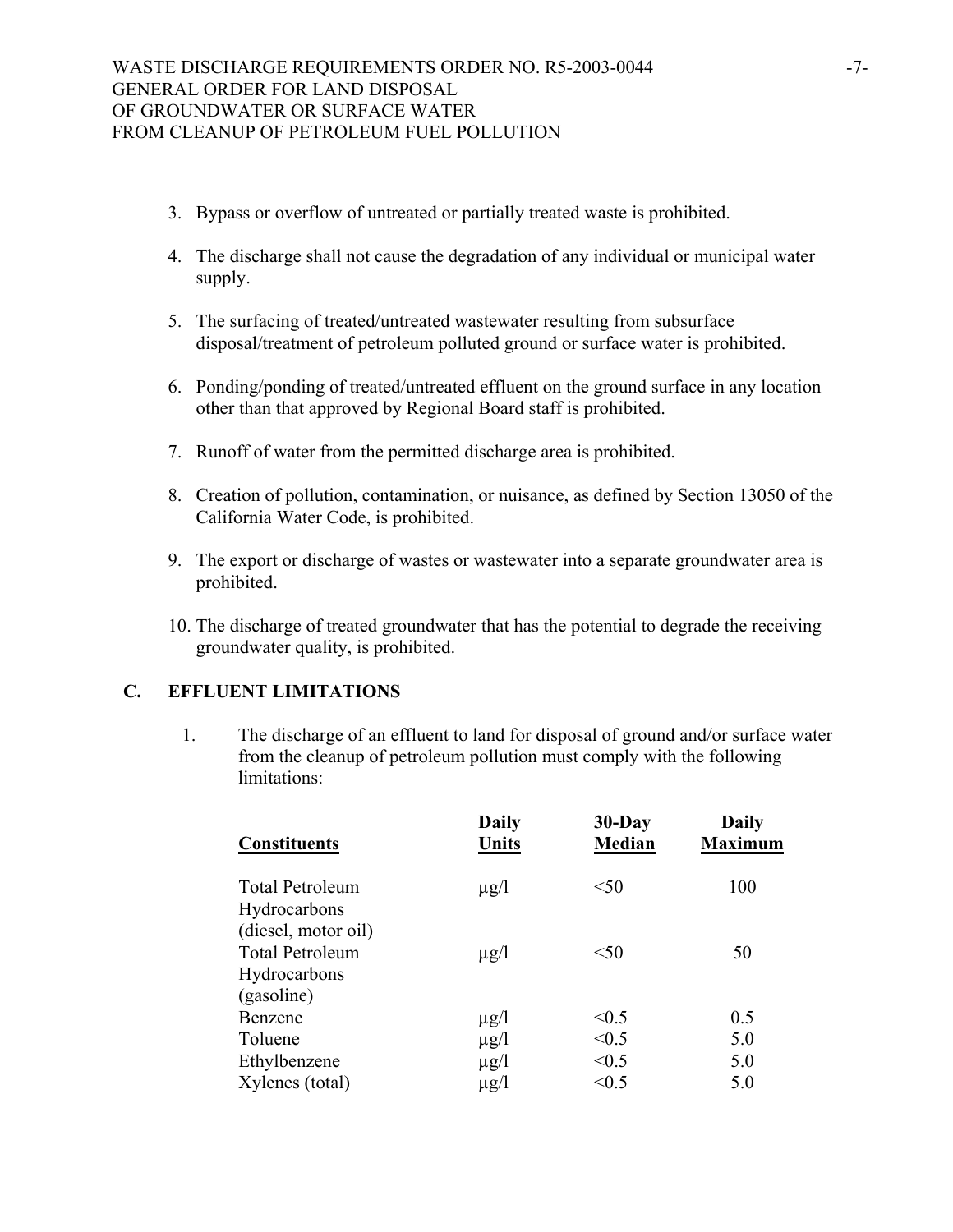3. Bypass or overflow of untreated or partially treated waste is prohibited.

4. The discharge shall not cause the degradation of any individual or municipal water supply.

5. The surfacing of treated/untreated wastewater resulting from subsurface disposal/treatment of petroleum polluted ground or surface water is prohibited.

6. Ponding/ponding of treated/untreated effluent on the ground surface in any location other than that approved by Regional Board staff is prohibited.

7. Runoff of water from the permitted discharge area is prohibited.

8. Creation of pollution, contamination, or nuisance, as defined by Section 13050 of the California Water Code, is prohibited.

9. The export or discharge of wastes or wastewater into a separate groundwater area is prohibited.

10. The discharge of treated groundwater that has the potential to degrade the receiving groundwater quality, is prohibited.

## C. EFFLUENT LIMITATIONS

1. The discharge of an effluent to land for disposal of ground and/or surface water from the cleanup of petroleum pollution must comply with the following limitations:

| Constituents | Daily Units | 30-Day Median | Daily Maximum |
|---|---|---|---|
| Total Petroleum Hydrocarbons (diesel, motor oil) | µg/l | <50 | 100 |
| Total Petroleum Hydrocarbons (gasoline) | µg/l | <50 | 50 |
| Benzene | µg/l | <0.5 | 0.5 |
| Toluene | µg/l | <0.5 | 5.0 |
| Ethylbenzene | µg/l | <0.5 | 5.0 |
| Xylenes (total) | µg/l | <0.5 | 5.0 |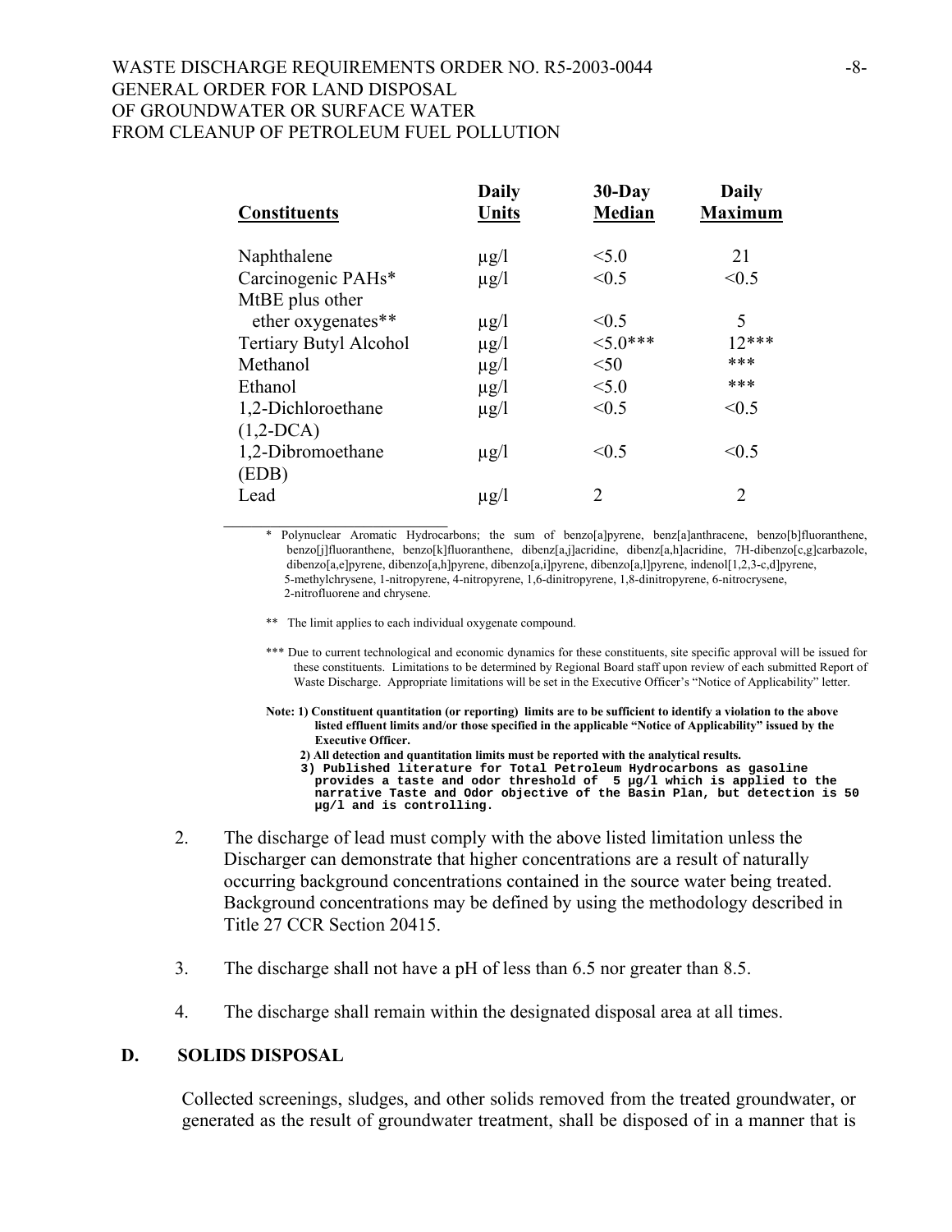| Constituents | Daily Units | 30-Day Median | Daily Maximum |
|---|---|---|---|
| Naphthalene | μg/l | <5.0 | 21 |
| Carcinogenic PAHs* | μg/l | <0.5 | <0.5 |
| MtBE plus other ether oxygenates** | μg/l | <0.5 | 5 |
| Tertiary Butyl Alcohol | μg/l | <5.0*** | 12*** |
| Methanol | μg/l | <50 | *** |
| Ethanol | μg/l | <5.0 | *** |
| 1,2-Dichloroethane (1,2-DCA) | μg/l | <0.5 | <0.5 |
| 1,2-Dibromoethane (EDB) | μg/l | <0.5 | <0.5 |
| Lead | μg/l | 2 | 2 |

\* Polynuclear Aromatic Hydrocarbons; the sum of benzo[a]pyrene, benz[a]anthracene, benzo[b]fluoranthene, benzo[j]fluoranthene, benzo[k]fluoranthene, dibenz[a,j]acridine, dibenz[a,h]acridine, 7H-dibenzo[c,g]carbazole, dibenzo[a,e]pyrene, dibenzo[a,h]pyrene, dibenzo[a,i]pyrene, dibenzo[a,l]pyrene, indenol[1,2,3-c,d]pyrene, 5-methylchrysene, 1-nitropyrene, 4-nitropyrene, 1,6-dinitropyrene, 1,8-dinitropyrene, 6-nitrocrysene, 2-nitrofluorene and chrysene.

\** The limit applies to each individual oxygenate compound.

\*** Due to current technological and economic dynamics for these constituents, site specific approval will be issued for these constituents. Limitations to be determined by Regional Board staff upon review of each submitted Report of Waste Discharge. Appropriate limitations will be set in the Executive Officer's "Notice of Applicability" letter.

**Note: 1) Constituent quantitation (or reporting) limits are to be sufficient to identify a violation to the above listed effluent limits and/or those specified in the applicable "Notice of Applicability" issued by the Executive Officer.**

**2) All detection and quantitation limits must be reported with the analytical results.**

**3) Published literature for Total Petroleum Hydrocarbons as gasoline provides a taste and odor threshold of 5 μg/l which is applied to the narrative Taste and Odor objective of the Basin Plan, but detection is 50 μg/l and is controlling.**

2. The discharge of lead must comply with the above listed limitation unless the Discharger can demonstrate that higher concentrations are a result of naturally occurring background concentrations contained in the source water being treated. Background concentrations may be defined by using the methodology described in Title 27 CCR Section 20415.

3. The discharge shall not have a pH of less than 6.5 nor greater than 8.5.

4. The discharge shall remain within the designated disposal area at all times.

## D. SOLIDS DISPOSAL

Collected screenings, sludges, and other solids removed from the treated groundwater, or generated as the result of groundwater treatment, shall be disposed of in a manner that is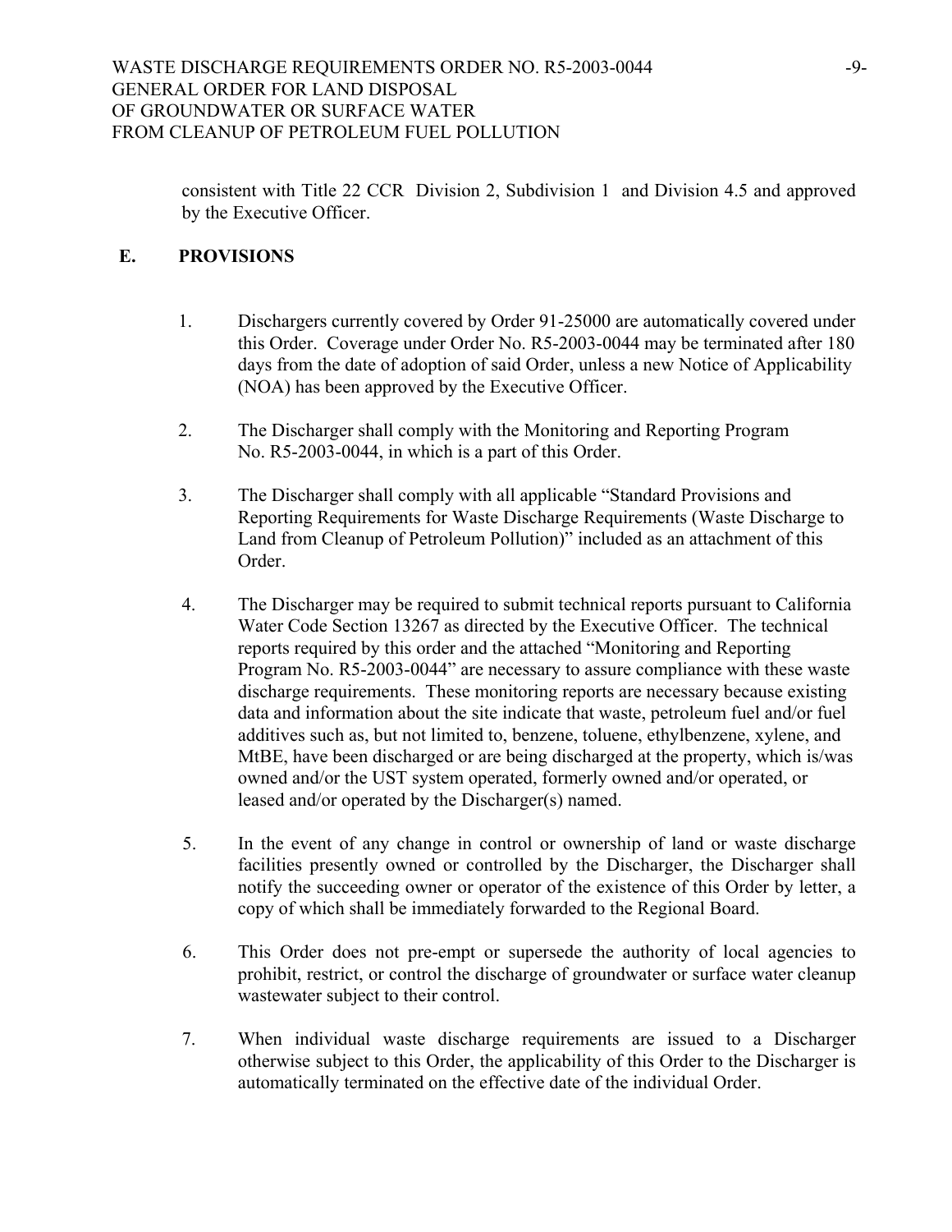consistent with Title 22 CCR Division 2, Subdivision 1 and Division 4.5 and approved by the Executive Officer.

## E. PROVISIONS

1. Dischargers currently covered by Order 91-25000 are automatically covered under this Order. Coverage under Order No. R5-2003-0044 may be terminated after 180 days from the date of adoption of said Order, unless a new Notice of Applicability (NOA) has been approved by the Executive Officer.

2. The Discharger shall comply with the Monitoring and Reporting Program No. R5-2003-0044, in which is a part of this Order.

3. The Discharger shall comply with all applicable "Standard Provisions and Reporting Requirements for Waste Discharge Requirements (Waste Discharge to Land from Cleanup of Petroleum Pollution)" included as an attachment of this Order.

4. The Discharger may be required to submit technical reports pursuant to California Water Code Section 13267 as directed by the Executive Officer. The technical reports required by this order and the attached "Monitoring and Reporting Program No. R5-2003-0044" are necessary to assure compliance with these waste discharge requirements. These monitoring reports are necessary because existing data and information about the site indicate that waste, petroleum fuel and/or fuel additives such as, but not limited to, benzene, toluene, ethylbenzene, xylene, and MtBE, have been discharged or are being discharged at the property, which is/was owned and/or the UST system operated, formerly owned and/or operated, or leased and/or operated by the Discharger(s) named.

5. In the event of any change in control or ownership of land or waste discharge facilities presently owned or controlled by the Discharger, the Discharger shall notify the succeeding owner or operator of the existence of this Order by letter, a copy of which shall be immediately forwarded to the Regional Board.

6. This Order does not pre-empt or supersede the authority of local agencies to prohibit, restrict, or control the discharge of groundwater or surface water cleanup wastewater subject to their control.

7. When individual waste discharge requirements are issued to a Discharger otherwise subject to this Order, the applicability of this Order to the Discharger is automatically terminated on the effective date of the individual Order.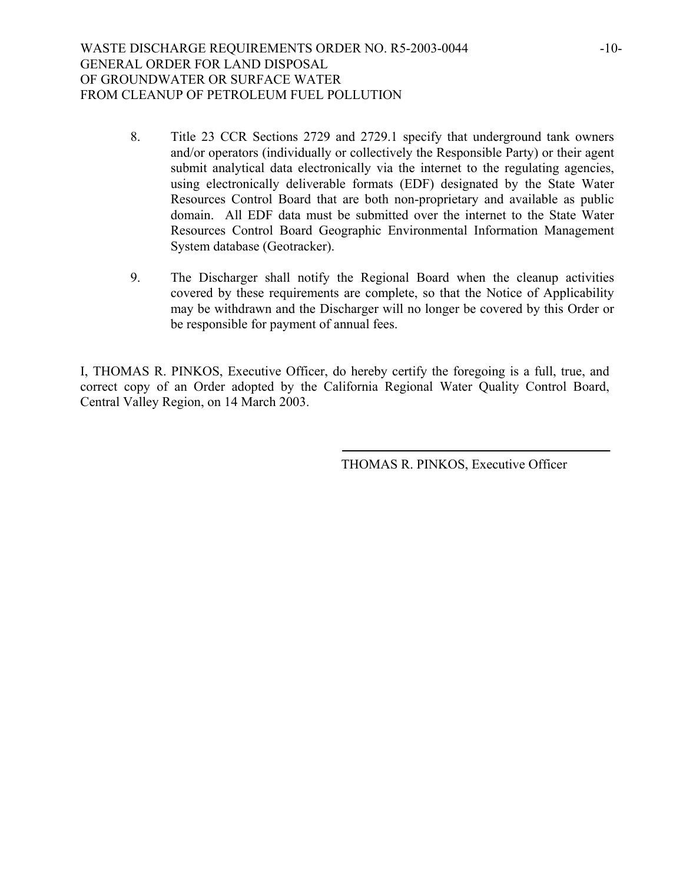8. Title 23 CCR Sections 2729 and 2729.1 specify that underground tank owners and/or operators (individually or collectively the Responsible Party) or their agent submit analytical data electronically via the internet to the regulating agencies, using electronically deliverable formats (EDF) designated by the State Water Resources Control Board that are both non-proprietary and available as public domain. All EDF data must be submitted over the internet to the State Water Resources Control Board Geographic Environmental Information Management System database (Geotracker).

9. The Discharger shall notify the Regional Board when the cleanup activities covered by these requirements are complete, so that the Notice of Applicability may be withdrawn and the Discharger will no longer be covered by this Order or be responsible for payment of annual fees.

I, THOMAS R. PINKOS, Executive Officer, do hereby certify the foregoing is a full, true, and correct copy of an Order adopted by the California Regional Water Quality Control Board, Central Valley Region, on 14 March 2003.

THOMAS R. PINKOS, Executive Officer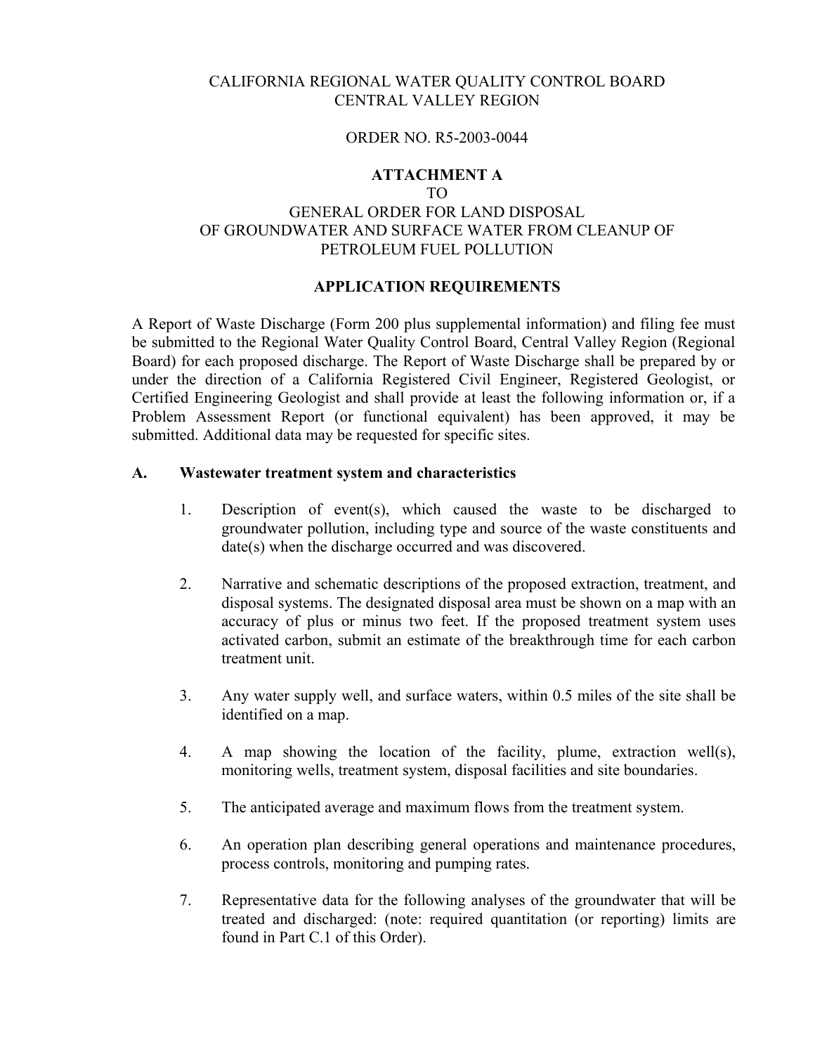CALIFORNIA REGIONAL WATER QUALITY CONTROL BOARD
CENTRAL VALLEY REGION

ORDER NO. R5-2003-0044

**ATTACHMENT A**
TO
GENERAL ORDER FOR LAND DISPOSAL
OF GROUNDWATER AND SURFACE WATER FROM CLEANUP OF
PETROLEUM FUEL POLLUTION

**APPLICATION REQUIREMENTS**

A Report of Waste Discharge (Form 200 plus supplemental information) and filing fee must be submitted to the Regional Water Quality Control Board, Central Valley Region (Regional Board) for each proposed discharge. The Report of Waste Discharge shall be prepared by or under the direction of a California Registered Civil Engineer, Registered Geologist, or Certified Engineering Geologist and shall provide at least the following information or, if a Problem Assessment Report (or functional equivalent) has been approved, it may be submitted. Additional data may be requested for specific sites.

**A. Wastewater treatment system and characteristics**

1. Description of event(s), which caused the waste to be discharged to groundwater pollution, including type and source of the waste constituents and date(s) when the discharge occurred and was discovered.

2. Narrative and schematic descriptions of the proposed extraction, treatment, and disposal systems. The designated disposal area must be shown on a map with an accuracy of plus or minus two feet. If the proposed treatment system uses activated carbon, submit an estimate of the breakthrough time for each carbon treatment unit.

3. Any water supply well, and surface waters, within 0.5 miles of the site shall be identified on a map.

4. A map showing the location of the facility, plume, extraction well(s), monitoring wells, treatment system, disposal facilities and site boundaries.

5. The anticipated average and maximum flows from the treatment system.

6. An operation plan describing general operations and maintenance procedures, process controls, monitoring and pumping rates.

7. Representative data for the following analyses of the groundwater that will be treated and discharged: (note: required quantitation (or reporting) limits are found in Part C.1 of this Order).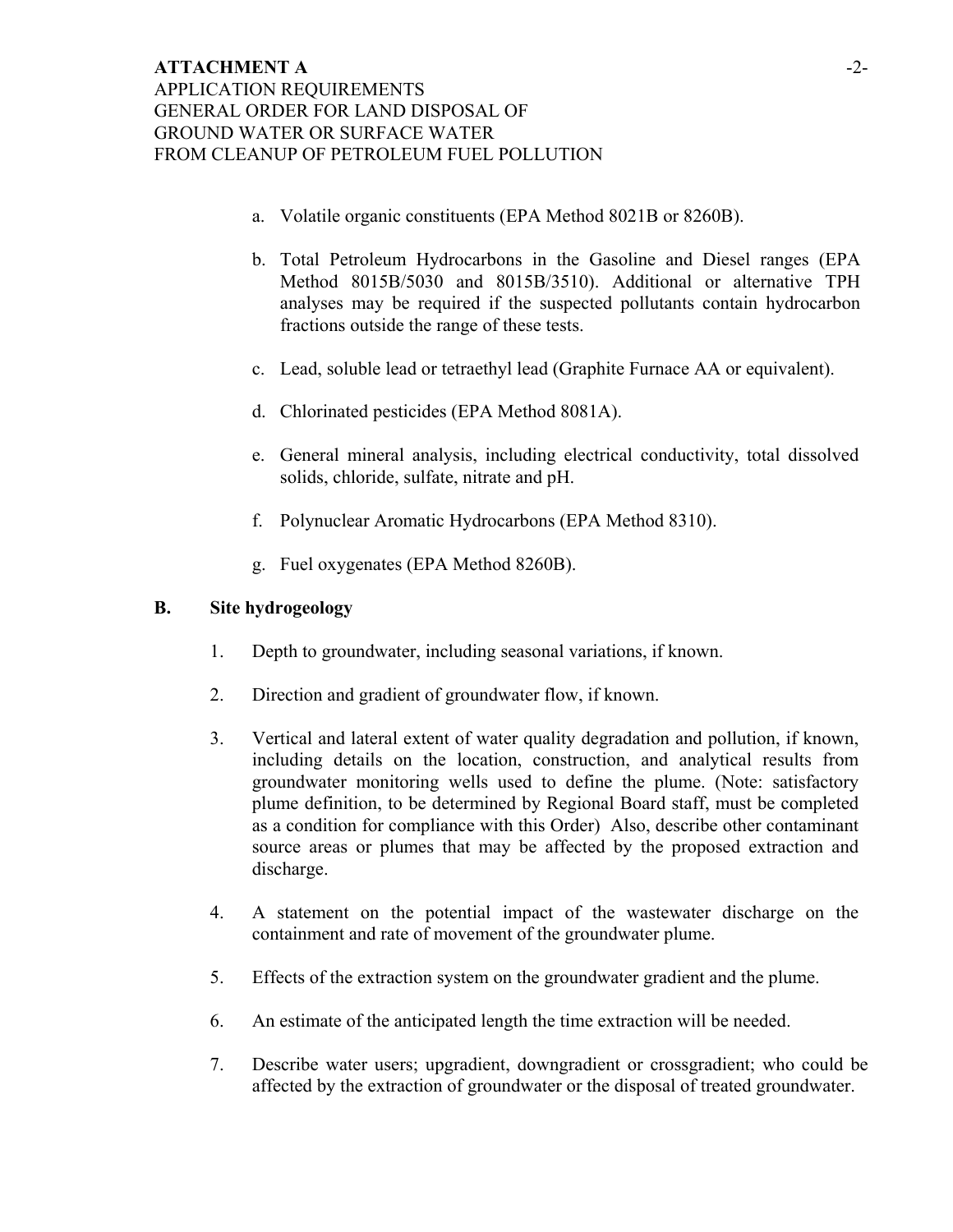a. Volatile organic constituents (EPA Method 8021B or 8260B).

b. Total Petroleum Hydrocarbons in the Gasoline and Diesel ranges (EPA Method 8015B/5030 and 8015B/3510). Additional or alternative TPH analyses may be required if the suspected pollutants contain hydrocarbon fractions outside the range of these tests.

c. Lead, soluble lead or tetraethyl lead (Graphite Furnace AA or equivalent).

d. Chlorinated pesticides (EPA Method 8081A).

e. General mineral analysis, including electrical conductivity, total dissolved solids, chloride, sulfate, nitrate and pH.

f. Polynuclear Aromatic Hydrocarbons (EPA Method 8310).

g. Fuel oxygenates (EPA Method 8260B).

## B. Site hydrogeology

1. Depth to groundwater, including seasonal variations, if known.

2. Direction and gradient of groundwater flow, if known.

3. Vertical and lateral extent of water quality degradation and pollution, if known, including details on the location, construction, and analytical results from groundwater monitoring wells used to define the plume. (Note: satisfactory plume definition, to be determined by Regional Board staff, must be completed as a condition for compliance with this Order) Also, describe other contaminant source areas or plumes that may be affected by the proposed extraction and discharge.

4. A statement on the potential impact of the wastewater discharge on the containment and rate of movement of the groundwater plume.

5. Effects of the extraction system on the groundwater gradient and the plume.

6. An estimate of the anticipated length the time extraction will be needed.

7. Describe water users; upgradient, downgradient or crossgradient; who could be affected by the extraction of groundwater or the disposal of treated groundwater.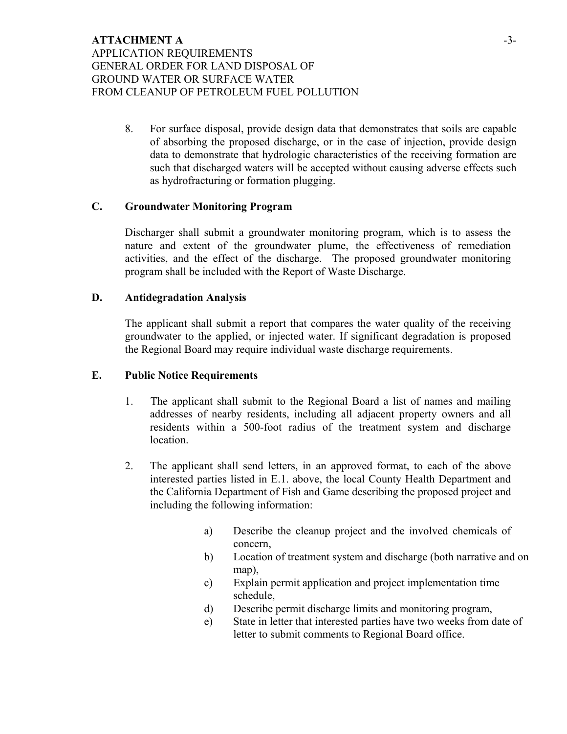8. For surface disposal, provide design data that demonstrates that soils are capable of absorbing the proposed discharge, or in the case of injection, provide design data to demonstrate that hydrologic characteristics of the receiving formation are such that discharged waters will be accepted without causing adverse effects such as hydrofracturing or formation plugging.

## C. Groundwater Monitoring Program

Discharger shall submit a groundwater monitoring program, which is to assess the nature and extent of the groundwater plume, the effectiveness of remediation activities, and the effect of the discharge. The proposed groundwater monitoring program shall be included with the Report of Waste Discharge.

## D. Antidegradation Analysis

The applicant shall submit a report that compares the water quality of the receiving groundwater to the applied, or injected water. If significant degradation is proposed the Regional Board may require individual waste discharge requirements.

## E. Public Notice Requirements

1. The applicant shall submit to the Regional Board a list of names and mailing addresses of nearby residents, including all adjacent property owners and all residents within a 500-foot radius of the treatment system and discharge location.

2. The applicant shall send letters, in an approved format, to each of the above interested parties listed in E.1. above, the local County Health Department and the California Department of Fish and Game describing the proposed project and including the following information:

   a) Describe the cleanup project and the involved chemicals of concern,
   b) Location of treatment system and discharge (both narrative and on map),
   c) Explain permit application and project implementation time schedule,
   d) Describe permit discharge limits and monitoring program,
   e) State in letter that interested parties have two weeks from date of letter to submit comments to Regional Board office.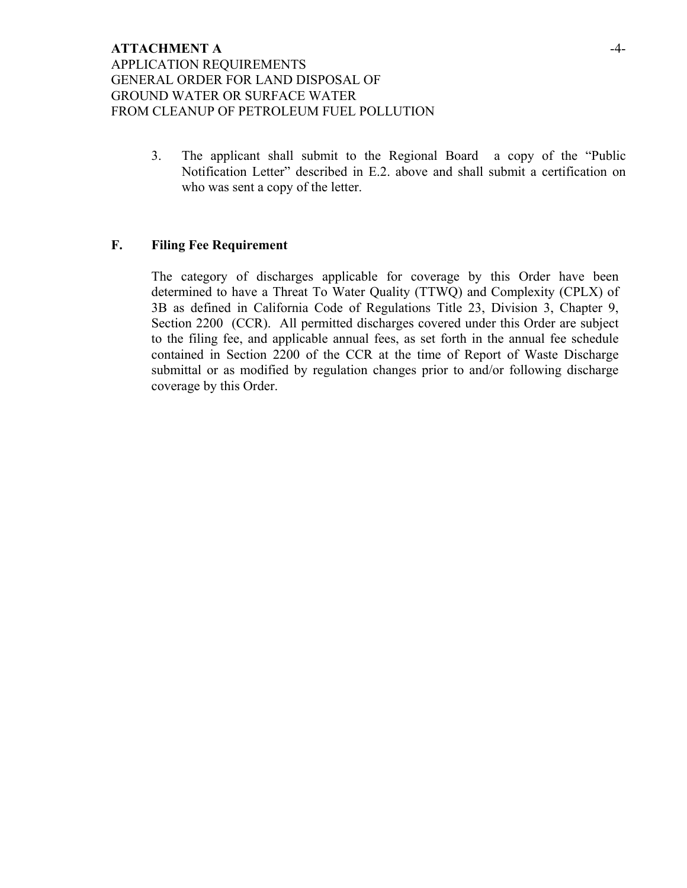3. The applicant shall submit to the Regional Board a copy of the "Public Notification Letter" described in E.2. above and shall submit a certification on who was sent a copy of the letter.

**F. Filing Fee Requirement**

The category of discharges applicable for coverage by this Order have been determined to have a Threat To Water Quality (TTWQ) and Complexity (CPLX) of 3B as defined in California Code of Regulations Title 23, Division 3, Chapter 9, Section 2200 (CCR). All permitted discharges covered under this Order are subject to the filing fee, and applicable annual fees, as set forth in the annual fee schedule contained in Section 2200 of the CCR at the time of Report of Waste Discharge submittal or as modified by regulation changes prior to and/or following discharge coverage by this Order.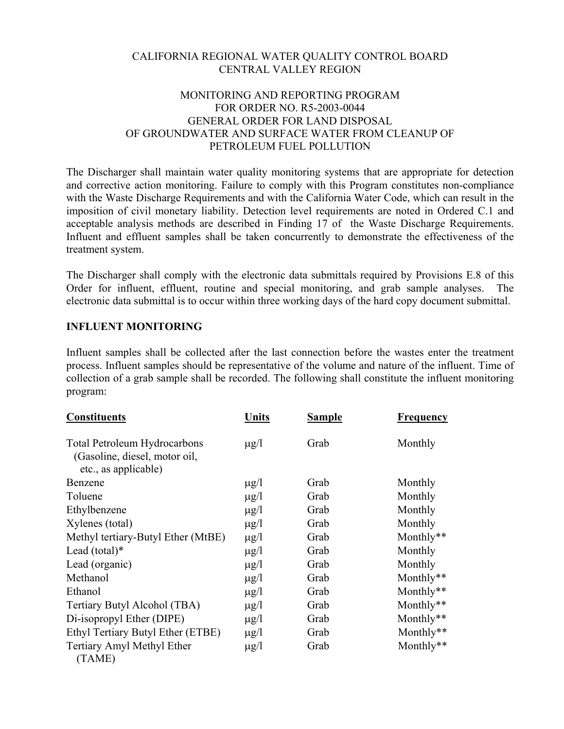CALIFORNIA REGIONAL WATER QUALITY CONTROL BOARD
CENTRAL VALLEY REGION

MONITORING AND REPORTING PROGRAM
FOR ORDER NO. R5-2003-0044
GENERAL ORDER FOR LAND DISPOSAL
OF GROUNDWATER AND SURFACE WATER FROM CLEANUP OF
PETROLEUM FUEL POLLUTION

The Discharger shall maintain water quality monitoring systems that are appropriate for detection and corrective action monitoring. Failure to comply with this Program constitutes non-compliance with the Waste Discharge Requirements and with the California Water Code, which can result in the imposition of civil monetary liability. Detection level requirements are noted in Ordered C.1 and acceptable analysis methods are described in Finding 17 of the Waste Discharge Requirements. Influent and effluent samples shall be taken concurrently to demonstrate the effectiveness of the treatment system.

The Discharger shall comply with the electronic data submittals required by Provisions E.8 of this Order for influent, effluent, routine and special monitoring, and grab sample analyses. The electronic data submittal is to occur within three working days of the hard copy document submittal.

**INFLUENT MONITORING**

Influent samples shall be collected after the last connection before the wastes enter the treatment process. Influent samples should be representative of the volume and nature of the influent. Time of collection of a grab sample shall be recorded. The following shall constitute the influent monitoring program:

| Constituents | Units | Sample | Frequency |
|---|---|---|---|
| Total Petroleum Hydrocarbons (Gasoline, diesel, motor oil, etc., as applicable) | μg/l | Grab | Monthly |
| Benzene | μg/l | Grab | Monthly |
| Toluene | μg/l | Grab | Monthly |
| Ethylbenzene | μg/l | Grab | Monthly |
| Xylenes (total) | μg/l | Grab | Monthly |
| Methyl tertiary-Butyl Ether (MtBE) | μg/l | Grab | Monthly** |
| Lead (total)* | μg/l | Grab | Monthly |
| Lead (organic) | μg/l | Grab | Monthly |
| Methanol | μg/l | Grab | Monthly** |
| Ethanol | μg/l | Grab | Monthly** |
| Tertiary Butyl Alcohol (TBA) | μg/l | Grab | Monthly** |
| Di-isopropyl Ether (DIPE) | μg/l | Grab | Monthly** |
| Ethyl Tertiary Butyl Ether (ETBE) | μg/l | Grab | Monthly** |
| Tertiary Amyl Methyl Ether (TAME) | μg/l | Grab | Monthly** |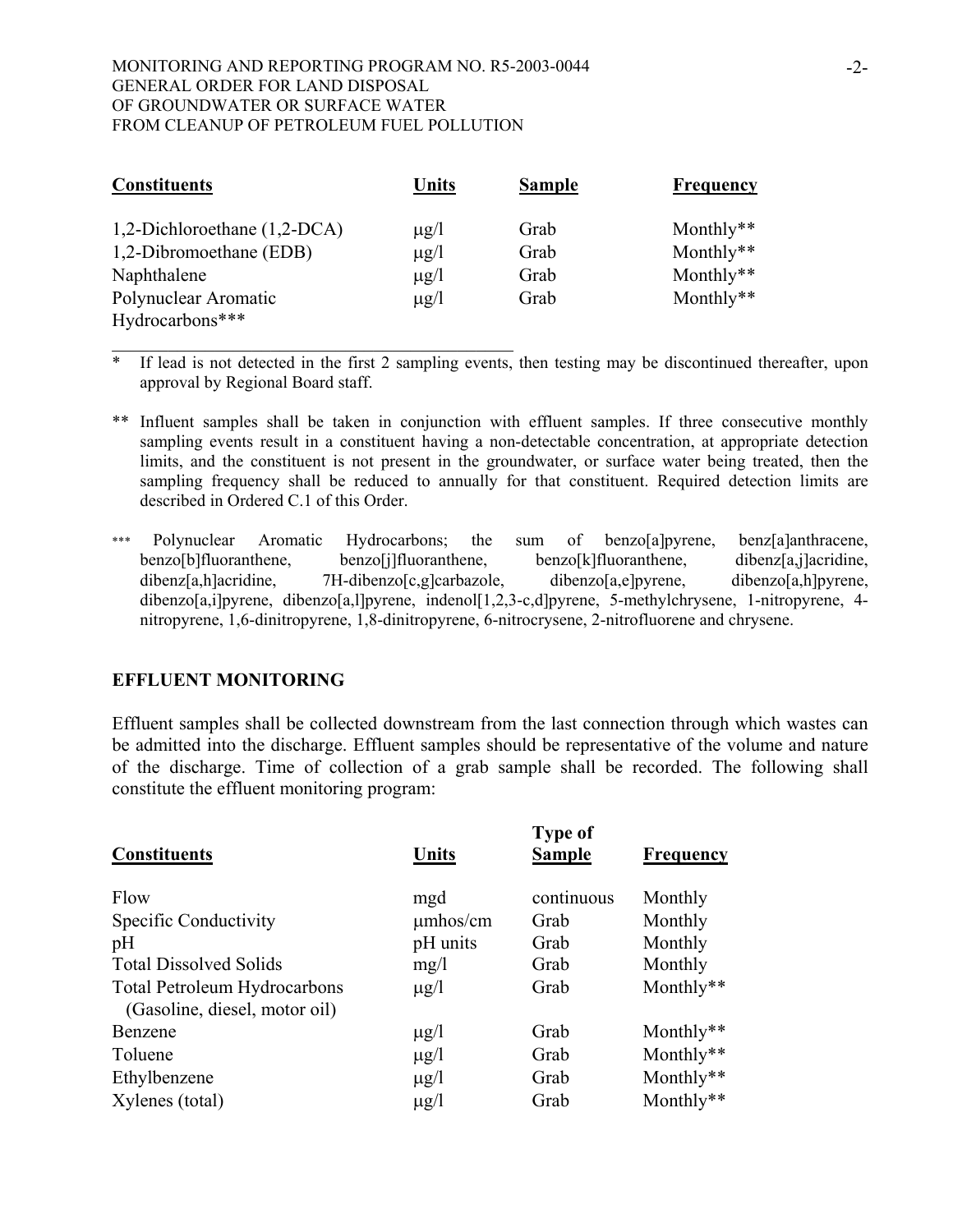| Constituents | Units | Sample | Frequency |
|---|---|---|---|
| 1,2-Dichloroethane (1,2-DCA) | μg/l | Grab | Monthly** |
| 1,2-Dibromoethane (EDB) | μg/l | Grab | Monthly** |
| Naphthalene | μg/l | Grab | Monthly** |
| Polynuclear Aromatic Hydrocarbons*** | μg/l | Grab | Monthly** |

\* If lead is not detected in the first 2 sampling events, then testing may be discontinued thereafter, upon approval by Regional Board staff.

** Influent samples shall be taken in conjunction with effluent samples. If three consecutive monthly sampling events result in a constituent having a non-detectable concentration, at appropriate detection limits, and the constituent is not present in the groundwater, or surface water being treated, then the sampling frequency shall be reduced to annually for that constituent. Required detection limits are described in Ordered C.1 of this Order.

*** Polynuclear Aromatic Hydrocarbons; the sum of benzo[a]pyrene, benz[a]anthracene, benzo[b]fluoranthene, benzo[j]fluoranthene, benzo[k]fluoranthene, dibenz[a,j]acridine, dibenz[a,h]acridine, 7H-dibenzo[c,g]carbazole, dibenzo[a,e]pyrene, dibenzo[a,h]pyrene, dibenzo[a,i]pyrene, dibenzo[a,l]pyrene, indenol[1,2,3-c,d]pyrene, 5-methylchrysene, 1-nitropyrene, 4-nitropyrene, 1,6-dinitropyrene, 1,8-dinitropyrene, 6-nitrocrysene, 2-nitrofluorene and chrysene.

## EFFLUENT MONITORING

Effluent samples shall be collected downstream from the last connection through which wastes can be admitted into the discharge. Effluent samples should be representative of the volume and nature of the discharge. Time of collection of a grab sample shall be recorded. The following shall constitute the effluent monitoring program:

| Constituents | Units | Type of Sample | Frequency |
|---|---|---|---|
| Flow | mgd | continuous | Monthly |
| Specific Conductivity | μmhos/cm | Grab | Monthly |
| pH | pH units | Grab | Monthly |
| Total Dissolved Solids | mg/l | Grab | Monthly |
| Total Petroleum Hydrocarbons (Gasoline, diesel, motor oil) | μg/l | Grab | Monthly** |
| Benzene | μg/l | Grab | Monthly** |
| Toluene | μg/l | Grab | Monthly** |
| Ethylbenzene | μg/l | Grab | Monthly** |
| Xylenes (total) | μg/l | Grab | Monthly** |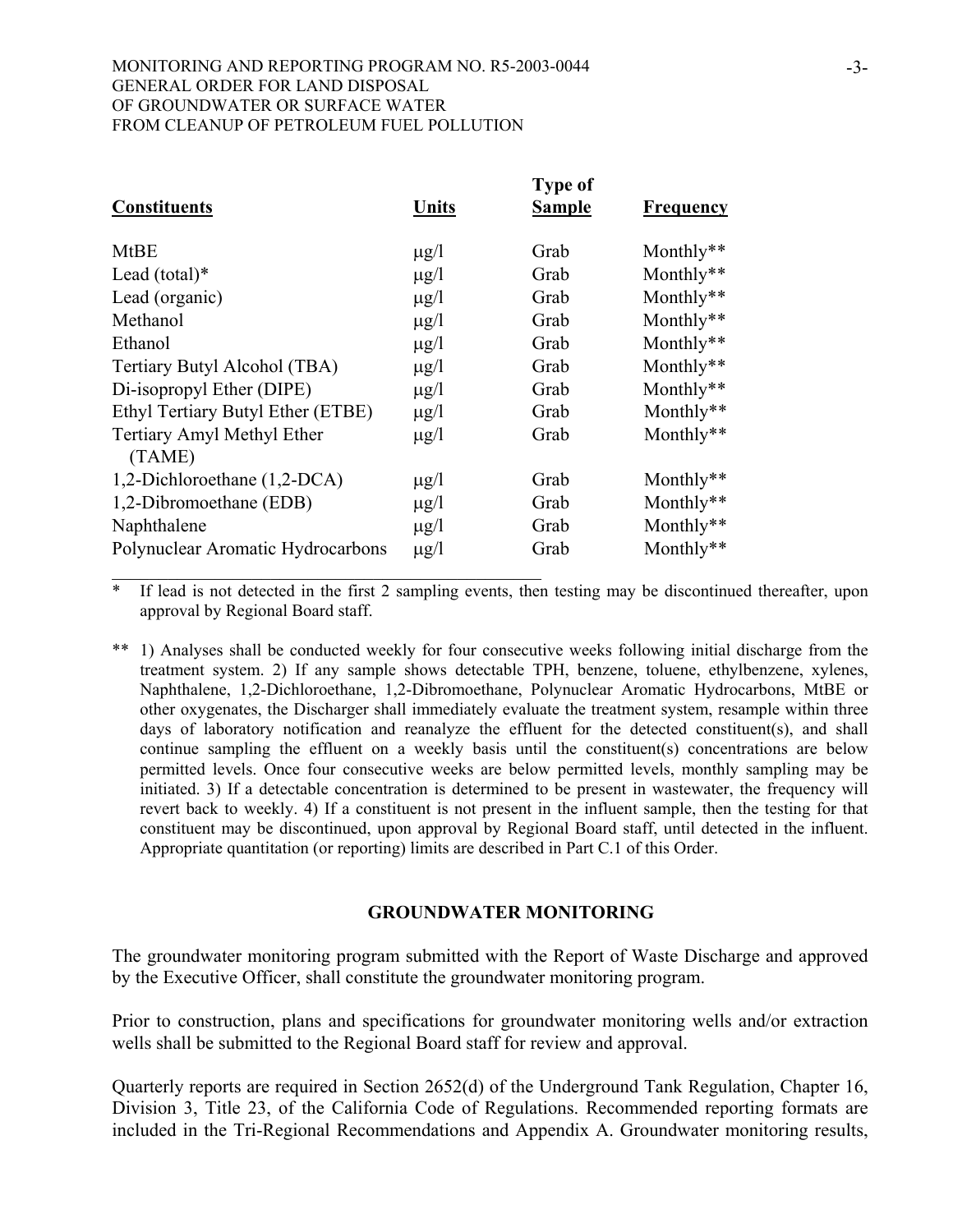| Constituents | Units | Type of Sample | Frequency |
|---|---|---|---|
| MtBE | μg/l | Grab | Monthly** |
| Lead (total)* | μg/l | Grab | Monthly** |
| Lead (organic) | μg/l | Grab | Monthly** |
| Methanol | μg/l | Grab | Monthly** |
| Ethanol | μg/l | Grab | Monthly** |
| Tertiary Butyl Alcohol (TBA) | μg/l | Grab | Monthly** |
| Di-isopropyl Ether (DIPE) | μg/l | Grab | Monthly** |
| Ethyl Tertiary Butyl Ether (ETBE) | μg/l | Grab | Monthly** |
| Tertiary Amyl Methyl Ether (TAME) | μg/l | Grab | Monthly** |
| 1,2-Dichloroethane (1,2-DCA) | μg/l | Grab | Monthly** |
| 1,2-Dibromoethane (EDB) | μg/l | Grab | Monthly** |
| Naphthalene | μg/l | Grab | Monthly** |
| Polynuclear Aromatic Hydrocarbons | μg/l | Grab | Monthly** |

\* If lead is not detected in the first 2 sampling events, then testing may be discontinued thereafter, upon approval by Regional Board staff.

\*\* 1) Analyses shall be conducted weekly for four consecutive weeks following initial discharge from the treatment system. 2) If any sample shows detectable TPH, benzene, toluene, ethylbenzene, xylenes, Naphthalene, 1,2-Dichloroethane, 1,2-Dibromoethane, Polynuclear Aromatic Hydrocarbons, MtBE or other oxygenates, the Discharger shall immediately evaluate the treatment system, resample within three days of laboratory notification and reanalyze the effluent for the detected constituent(s), and shall continue sampling the effluent on a weekly basis until the constituent(s) concentrations are below permitted levels. Once four consecutive weeks are below permitted levels, monthly sampling may be initiated. 3) If a detectable concentration is determined to be present in wastewater, the frequency will revert back to weekly. 4) If a constituent is not present in the influent sample, then the testing for that constituent may be discontinued, upon approval by Regional Board staff, until detected in the influent. Appropriate quantitation (or reporting) limits are described in Part C.1 of this Order.

## GROUNDWATER MONITORING

The groundwater monitoring program submitted with the Report of Waste Discharge and approved by the Executive Officer, shall constitute the groundwater monitoring program.

Prior to construction, plans and specifications for groundwater monitoring wells and/or extraction wells shall be submitted to the Regional Board staff for review and approval.

Quarterly reports are required in Section 2652(d) of the Underground Tank Regulation, Chapter 16, Division 3, Title 23, of the California Code of Regulations. Recommended reporting formats are included in the Tri-Regional Recommendations and Appendix A. Groundwater monitoring results,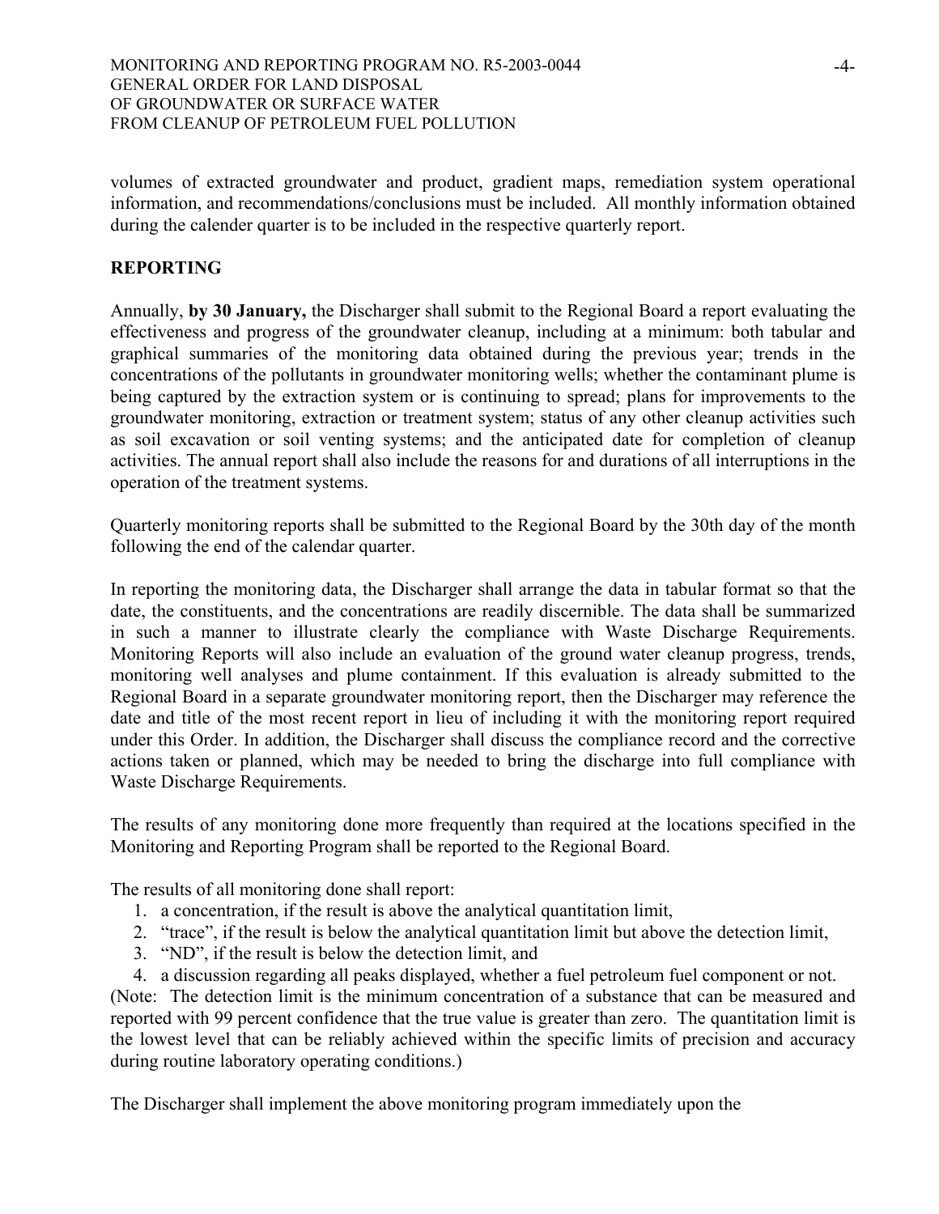volumes of extracted groundwater and product, gradient maps, remediation system operational information, and recommendations/conclusions must be included. All monthly information obtained during the calender quarter is to be included in the respective quarterly report.

## REPORTING

Annually, **by 30 January,** the Discharger shall submit to the Regional Board a report evaluating the effectiveness and progress of the groundwater cleanup, including at a minimum: both tabular and graphical summaries of the monitoring data obtained during the previous year; trends in the concentrations of the pollutants in groundwater monitoring wells; whether the contaminant plume is being captured by the extraction system or is continuing to spread; plans for improvements to the groundwater monitoring, extraction or treatment system; status of any other cleanup activities such as soil excavation or soil venting systems; and the anticipated date for completion of cleanup activities. The annual report shall also include the reasons for and durations of all interruptions in the operation of the treatment systems.

Quarterly monitoring reports shall be submitted to the Regional Board by the 30th day of the month following the end of the calendar quarter.

In reporting the monitoring data, the Discharger shall arrange the data in tabular format so that the date, the constituents, and the concentrations are readily discernible. The data shall be summarized in such a manner to illustrate clearly the compliance with Waste Discharge Requirements. Monitoring Reports will also include an evaluation of the ground water cleanup progress, trends, monitoring well analyses and plume containment. If this evaluation is already submitted to the Regional Board in a separate groundwater monitoring report, then the Discharger may reference the date and title of the most recent report in lieu of including it with the monitoring report required under this Order. In addition, the Discharger shall discuss the compliance record and the corrective actions taken or planned, which may be needed to bring the discharge into full compliance with Waste Discharge Requirements.

The results of any monitoring done more frequently than required at the locations specified in the Monitoring and Reporting Program shall be reported to the Regional Board.

The results of all monitoring done shall report:

1. a concentration, if the result is above the analytical quantitation limit,
2. "trace", if the result is below the analytical quantitation limit but above the detection limit,
3. "ND", if the result is below the detection limit, and
4. a discussion regarding all peaks displayed, whether a fuel petroleum fuel component or not.

(Note: The detection limit is the minimum concentration of a substance that can be measured and reported with 99 percent confidence that the true value is greater than zero. The quantitation limit is the lowest level that can be reliably achieved within the specific limits of precision and accuracy during routine laboratory operating conditions.)

The Discharger shall implement the above monitoring program immediately upon the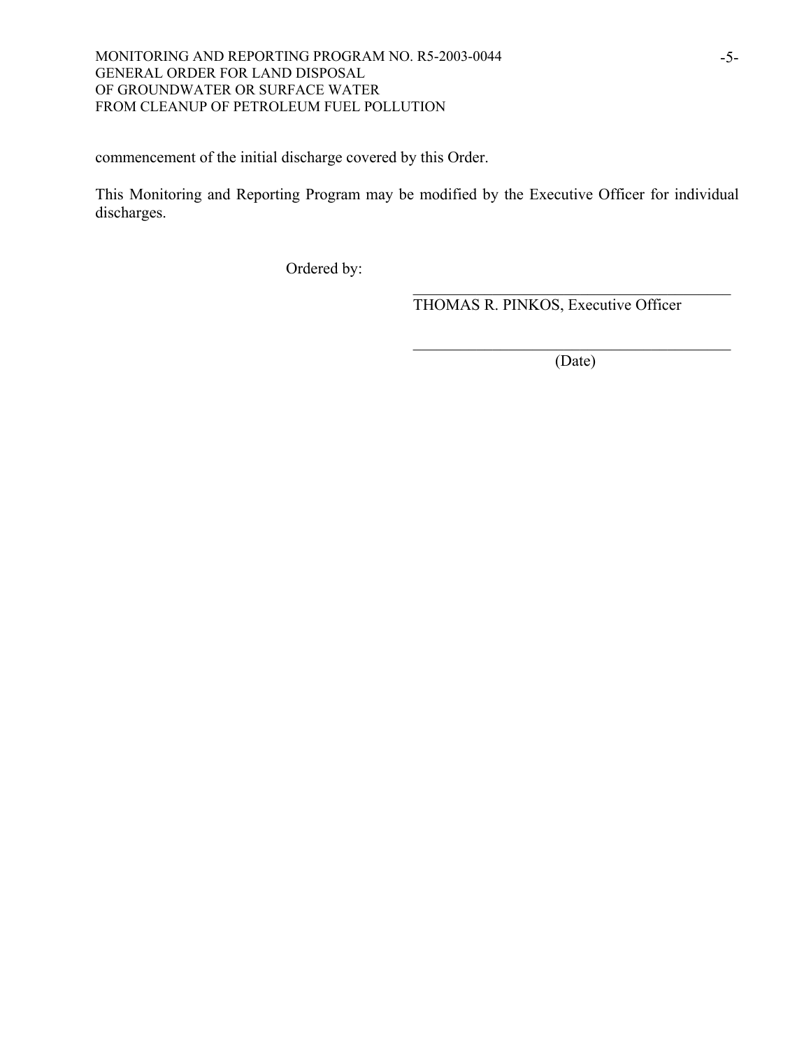commencement of the initial discharge covered by this Order.

This Monitoring and Reporting Program may be modified by the Executive Officer for individual discharges.

Ordered by:

\_\_\_\_\_\_\_\_\_\_\_\_\_\_\_\_\_\_\_\_\_\_\_\_\_\_\_\_\_\_\_\_\_\_\_\_\_\_\_\_\_\_

THOMAS R. PINKOS, Executive Officer

\_\_\_\_\_\_\_\_\_\_\_\_\_\_\_\_\_\_\_\_\_\_\_\_\_\_\_\_\_\_\_\_\_\_\_\_\_\_\_\_\_\_

(Date)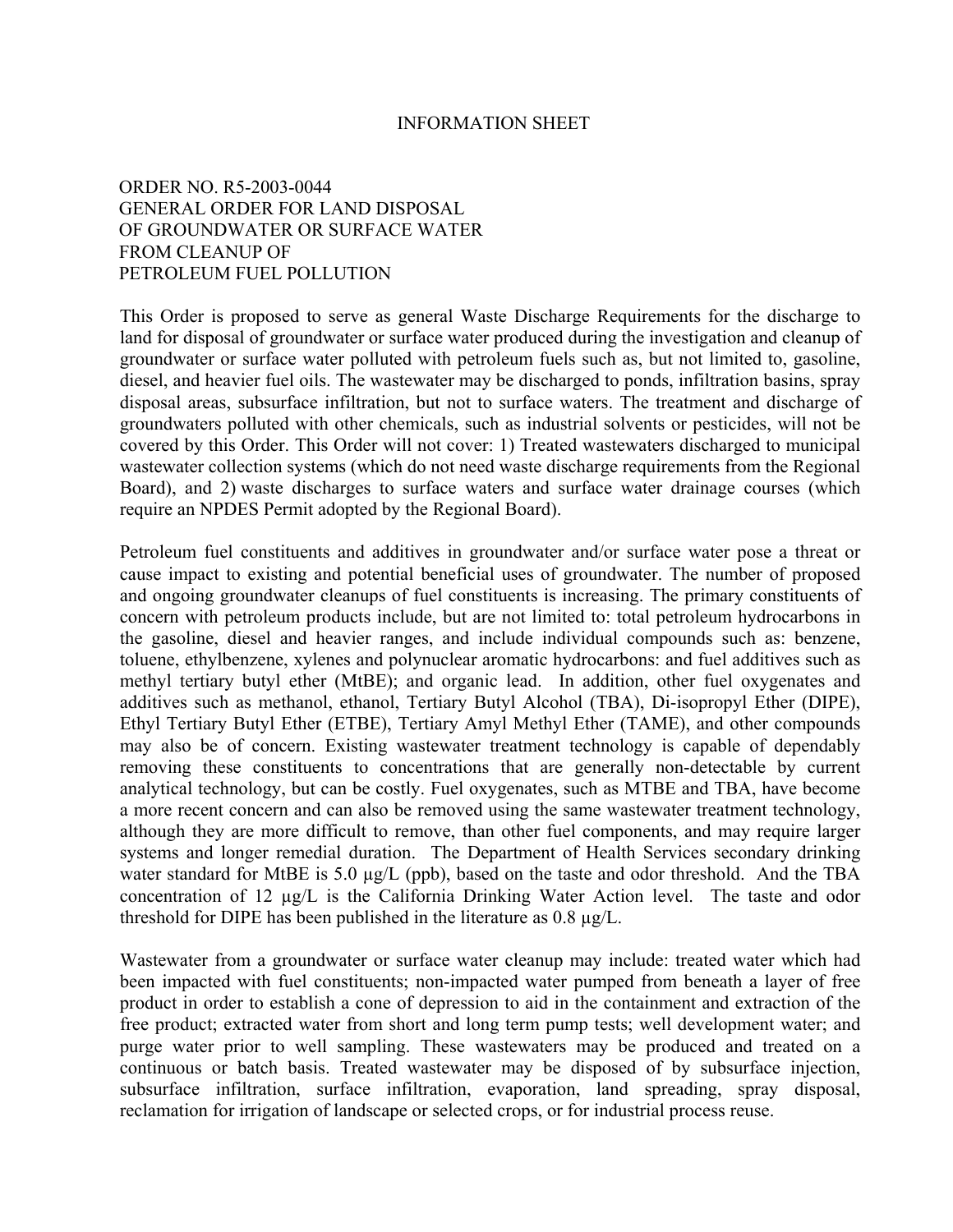# INFORMATION SHEET

ORDER NO. R5-2003-0044
GENERAL ORDER FOR LAND DISPOSAL
OF GROUNDWATER OR SURFACE WATER
FROM CLEANUP OF
PETROLEUM FUEL POLLUTION

This Order is proposed to serve as general Waste Discharge Requirements for the discharge to land for disposal of groundwater or surface water produced during the investigation and cleanup of groundwater or surface water polluted with petroleum fuels such as, but not limited to, gasoline, diesel, and heavier fuel oils. The wastewater may be discharged to ponds, infiltration basins, spray disposal areas, subsurface infiltration, but not to surface waters. The treatment and discharge of groundwaters polluted with other chemicals, such as industrial solvents or pesticides, will not be covered by this Order. This Order will not cover: 1) Treated wastewaters discharged to municipal wastewater collection systems (which do not need waste discharge requirements from the Regional Board), and 2) waste discharges to surface waters and surface water drainage courses (which require an NPDES Permit adopted by the Regional Board).

Petroleum fuel constituents and additives in groundwater and/or surface water pose a threat or cause impact to existing and potential beneficial uses of groundwater. The number of proposed and ongoing groundwater cleanups of fuel constituents is increasing. The primary constituents of concern with petroleum products include, but are not limited to: total petroleum hydrocarbons in the gasoline, diesel and heavier ranges, and include individual compounds such as: benzene, toluene, ethylbenzene, xylenes and polynuclear aromatic hydrocarbons: and fuel additives such as methyl tertiary butyl ether (MtBE); and organic lead. In addition, other fuel oxygenates and additives such as methanol, ethanol, Tertiary Butyl Alcohol (TBA), Di-isopropyl Ether (DIPE), Ethyl Tertiary Butyl Ether (ETBE), Tertiary Amyl Methyl Ether (TAME), and other compounds may also be of concern. Existing wastewater treatment technology is capable of dependably removing these constituents to concentrations that are generally non-detectable by current analytical technology, but can be costly. Fuel oxygenates, such as MTBE and TBA, have become a more recent concern and can also be removed using the same wastewater treatment technology, although they are more difficult to remove, than other fuel components, and may require larger systems and longer remedial duration. The Department of Health Services secondary drinking water standard for MtBE is 5.0 µg/L (ppb), based on the taste and odor threshold. And the TBA concentration of 12 µg/L is the California Drinking Water Action level. The taste and odor threshold for DIPE has been published in the literature as 0.8 µg/L.

Wastewater from a groundwater or surface water cleanup may include: treated water which had been impacted with fuel constituents; non-impacted water pumped from beneath a layer of free product in order to establish a cone of depression to aid in the containment and extraction of the free product; extracted water from short and long term pump tests; well development water; and purge water prior to well sampling. These wastewaters may be produced and treated on a continuous or batch basis. Treated wastewater may be disposed of by subsurface injection, subsurface infiltration, surface infiltration, evaporation, land spreading, spray disposal, reclamation for irrigation of landscape or selected crops, or for industrial process reuse.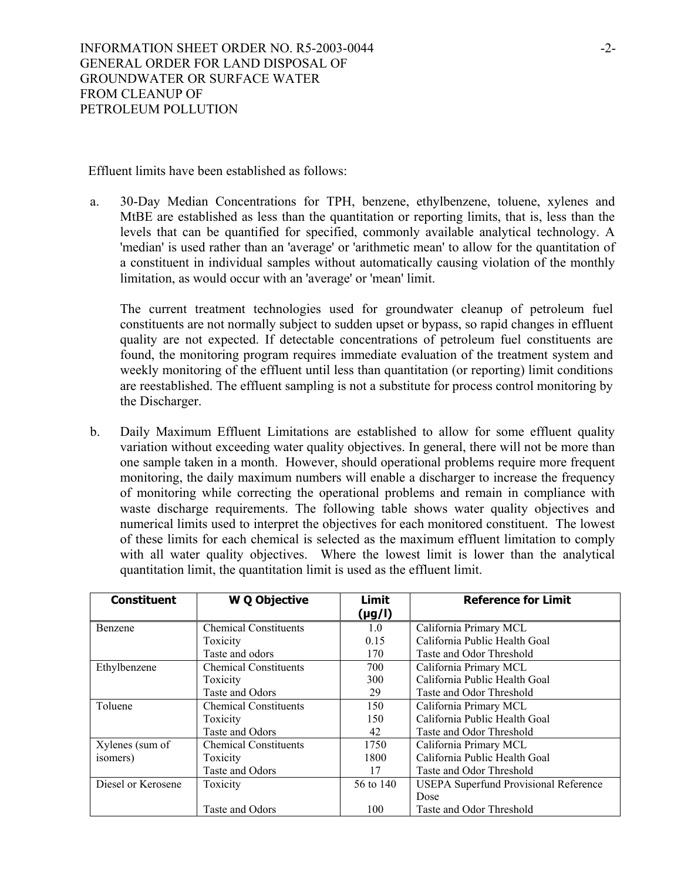Effluent limits have been established as follows:

a. 30-Day Median Concentrations for TPH, benzene, ethylbenzene, toluene, xylenes and MtBE are established as less than the quantitation or reporting limits, that is, less than the levels that can be quantified for specified, commonly available analytical technology. A 'median' is used rather than an 'average' or 'arithmetic mean' to allow for the quantitation of a constituent in individual samples without automatically causing violation of the monthly limitation, as would occur with an 'average' or 'mean' limit.

   The current treatment technologies used for groundwater cleanup of petroleum fuel constituents are not normally subject to sudden upset or bypass, so rapid changes in effluent quality are not expected. If detectable concentrations of petroleum fuel constituents are found, the monitoring program requires immediate evaluation of the treatment system and weekly monitoring of the effluent until less than quantitation (or reporting) limit conditions are reestablished. The effluent sampling is not a substitute for process control monitoring by the Discharger.

b. Daily Maximum Effluent Limitations are established to allow for some effluent quality variation without exceeding water quality objectives. In general, there will not be more than one sample taken in a month. However, should operational problems require more frequent monitoring, the daily maximum numbers will enable a discharger to increase the frequency of monitoring while correcting the operational problems and remain in compliance with waste discharge requirements. The following table shows water quality objectives and numerical limits used to interpret the objectives for each monitored constituent. The lowest of these limits for each chemical is selected as the maximum effluent limitation to comply with all water quality objectives. Where the lowest limit is lower than the analytical quantitation limit, the quantitation limit is used as the effluent limit.

| Constituent | W Q Objective | Limit (µg/l) | Reference for Limit |
|---|---|---|---|
| Benzene | Chemical Constituents | 1.0 | California Primary MCL |
| | Toxicity | 0.15 | California Public Health Goal |
| | Taste and odors | 170 | Taste and Odor Threshold |
| Ethylbenzene | Chemical Constituents | 700 | California Primary MCL |
| | Toxicity | 300 | California Public Health Goal |
| | Taste and Odors | 29 | Taste and Odor Threshold |
| Toluene | Chemical Constituents | 150 | California Primary MCL |
| | Toxicity | 150 | California Public Health Goal |
| | Taste and Odors | 42 | Taste and Odor Threshold |
| Xylenes (sum of isomers) | Chemical Constituents | 1750 | California Primary MCL |
| | Toxicity | 1800 | California Public Health Goal |
| | Taste and Odors | 17 | Taste and Odor Threshold |
| Diesel or Kerosene | Toxicity | 56 to 140 | USEPA Superfund Provisional Reference Dose |
| | Taste and Odors | 100 | Taste and Odor Threshold |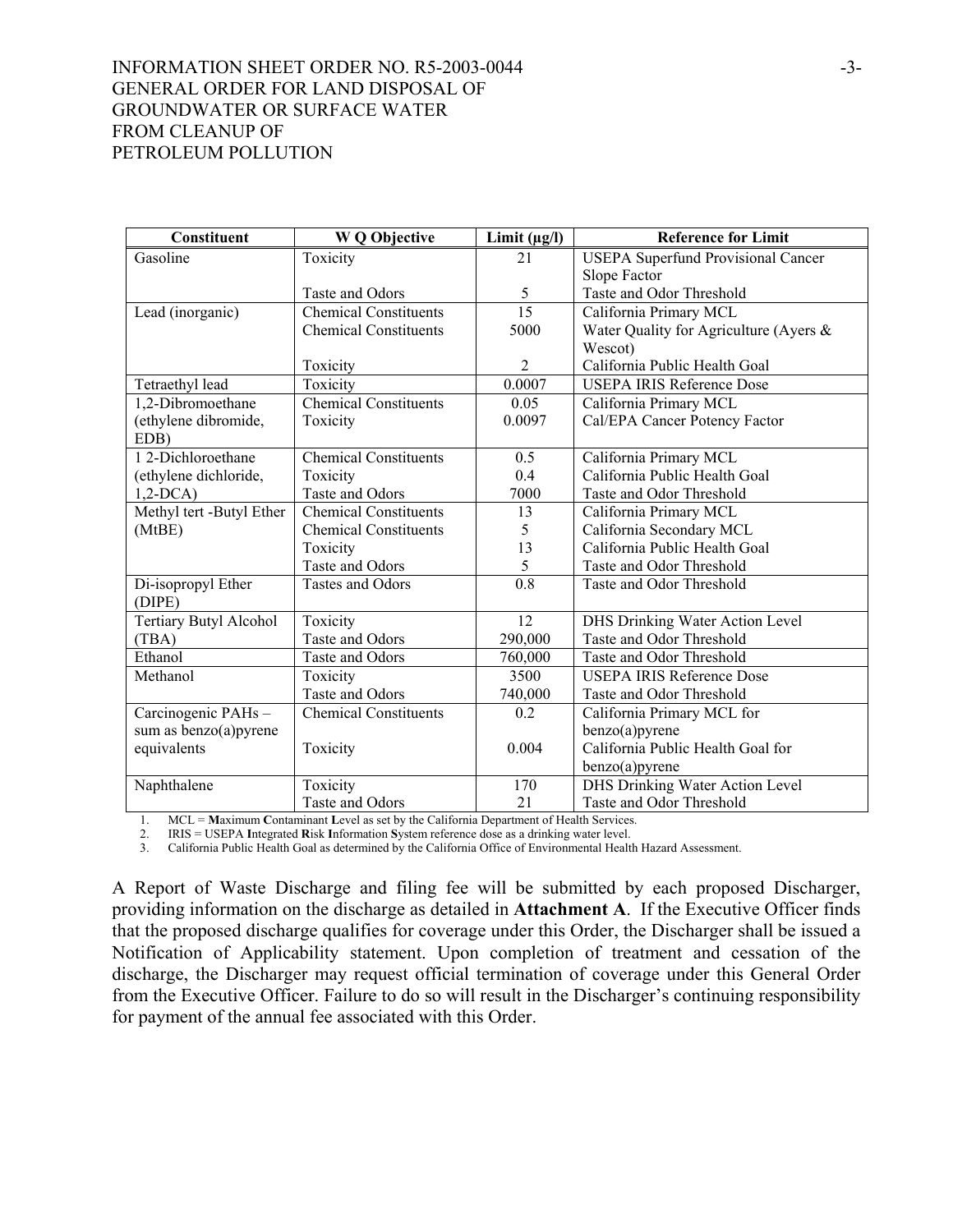| Constituent | W Q Objective | Limit (µg/l) | Reference for Limit |
|---|---|---|---|
| Gasoline | Toxicity | 21 | USEPA Superfund Provisional Cancer Slope Factor |
| | Taste and Odors | 5 | Taste and Odor Threshold |
| Lead (inorganic) | Chemical Constituents | 15 | California Primary MCL |
| | Chemical Constituents | 5000 | Water Quality for Agriculture (Ayers & Wescot) |
| | Toxicity | 2 | California Public Health Goal |
| Tetraethyl lead | Toxicity | 0.0007 | USEPA IRIS Reference Dose |
| 1,2-Dibromoethane (ethylene dibromide, EDB) | Chemical Constituents | 0.05 | California Primary MCL |
| | Toxicity | 0.0097 | Cal/EPA Cancer Potency Factor |
| 1 2-Dichloroethane (ethylene dichloride, 1,2-DCA) | Chemical Constituents | 0.5 | California Primary MCL |
| | Toxicity | 0.4 | California Public Health Goal |
| | Taste and Odors | 7000 | Taste and Odor Threshold |
| Methyl tert -Butyl Ether (MtBE) | Chemical Constituents | 13 | California Primary MCL |
| | Chemical Constituents | 5 | California Secondary MCL |
| | Toxicity | 13 | California Public Health Goal |
| | Taste and Odors | 5 | Taste and Odor Threshold |
| Di-isopropyl Ether (DIPE) | Tastes and Odors | 0.8 | Taste and Odor Threshold |
| Tertiary Butyl Alcohol (TBA) | Toxicity | 12 | DHS Drinking Water Action Level |
| | Taste and Odors | 290,000 | Taste and Odor Threshold |
| Ethanol | Taste and Odors | 760,000 | Taste and Odor Threshold |
| Methanol | Toxicity | 3500 | USEPA IRIS Reference Dose |
| | Taste and Odors | 740,000 | Taste and Odor Threshold |
| Carcinogenic PAHs – sum as benzo(a)pyrene equivalents | Chemical Constituents | 0.2 | California Primary MCL for benzo(a)pyrene |
| | Toxicity | 0.004 | California Public Health Goal for benzo(a)pyrene |
| Naphthalene | Toxicity | 170 | DHS Drinking Water Action Level |
| | Taste and Odors | 21 | Taste and Odor Threshold |

1. MCL = **M**aximum **C**ontaminant **L**evel as set by the California Department of Health Services.
2. IRIS = USEPA **I**ntegrated **R**isk **I**nformation **S**ystem reference dose as a drinking water level.
3. California Public Health Goal as determined by the California Office of Environmental Health Hazard Assessment.

A Report of Waste Discharge and filing fee will be submitted by each proposed Discharger, providing information on the discharge as detailed in **Attachment A**. If the Executive Officer finds that the proposed discharge qualifies for coverage under this Order, the Discharger shall be issued a Notification of Applicability statement. Upon completion of treatment and cessation of the discharge, the Discharger may request official termination of coverage under this General Order from the Executive Officer. Failure to do so will result in the Discharger's continuing responsibility for payment of the annual fee associated with this Order.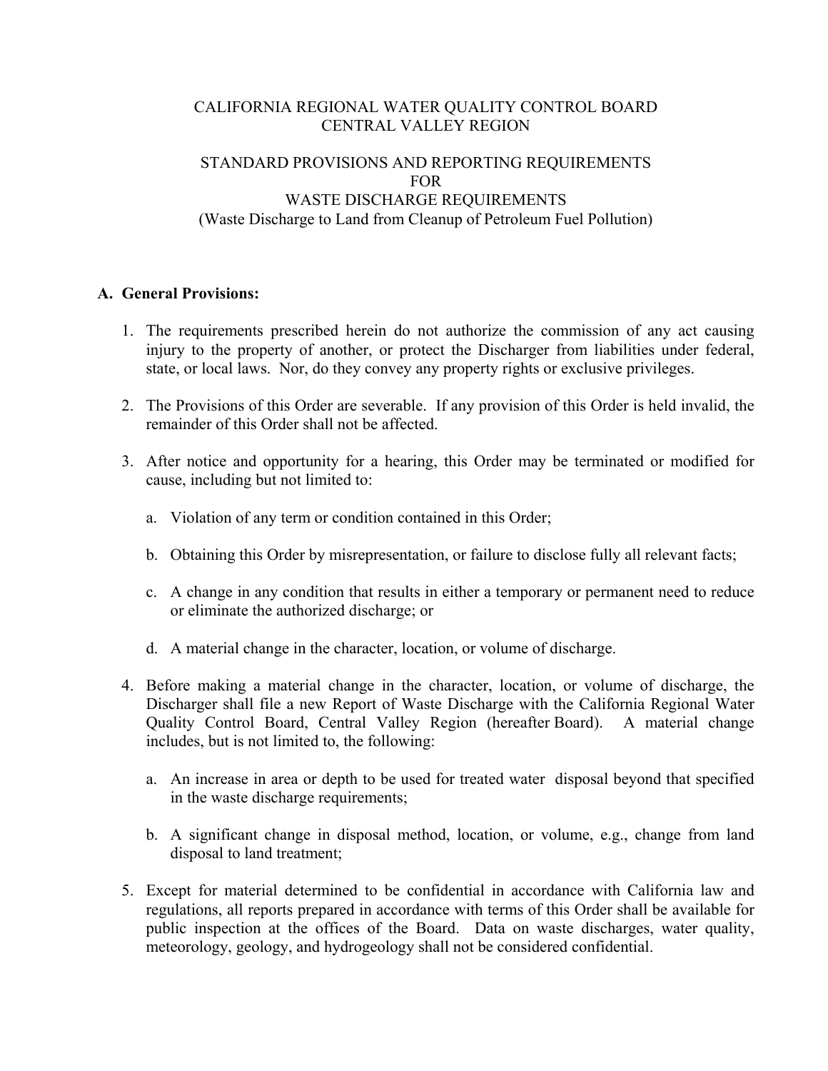CALIFORNIA REGIONAL WATER QUALITY CONTROL BOARD
CENTRAL VALLEY REGION

STANDARD PROVISIONS AND REPORTING REQUIREMENTS
FOR
WASTE DISCHARGE REQUIREMENTS
(Waste Discharge to Land from Cleanup of Petroleum Fuel Pollution)

## A. General Provisions:

1. The requirements prescribed herein do not authorize the commission of any act causing injury to the property of another, or protect the Discharger from liabilities under federal, state, or local laws. Nor, do they convey any property rights or exclusive privileges.

2. The Provisions of this Order are severable. If any provision of this Order is held invalid, the remainder of this Order shall not be affected.

3. After notice and opportunity for a hearing, this Order may be terminated or modified for cause, including but not limited to:

   a. Violation of any term or condition contained in this Order;

   b. Obtaining this Order by misrepresentation, or failure to disclose fully all relevant facts;

   c. A change in any condition that results in either a temporary or permanent need to reduce or eliminate the authorized discharge; or

   d. A material change in the character, location, or volume of discharge.

4. Before making a material change in the character, location, or volume of discharge, the Discharger shall file a new Report of Waste Discharge with the California Regional Water Quality Control Board, Central Valley Region (hereafter Board). A material change includes, but is not limited to, the following:

   a. An increase in area or depth to be used for treated water disposal beyond that specified in the waste discharge requirements;

   b. A significant change in disposal method, location, or volume, e.g., change from land disposal to land treatment;

5. Except for material determined to be confidential in accordance with California law and regulations, all reports prepared in accordance with terms of this Order shall be available for public inspection at the offices of the Board. Data on waste discharges, water quality, meteorology, geology, and hydrogeology shall not be considered confidential.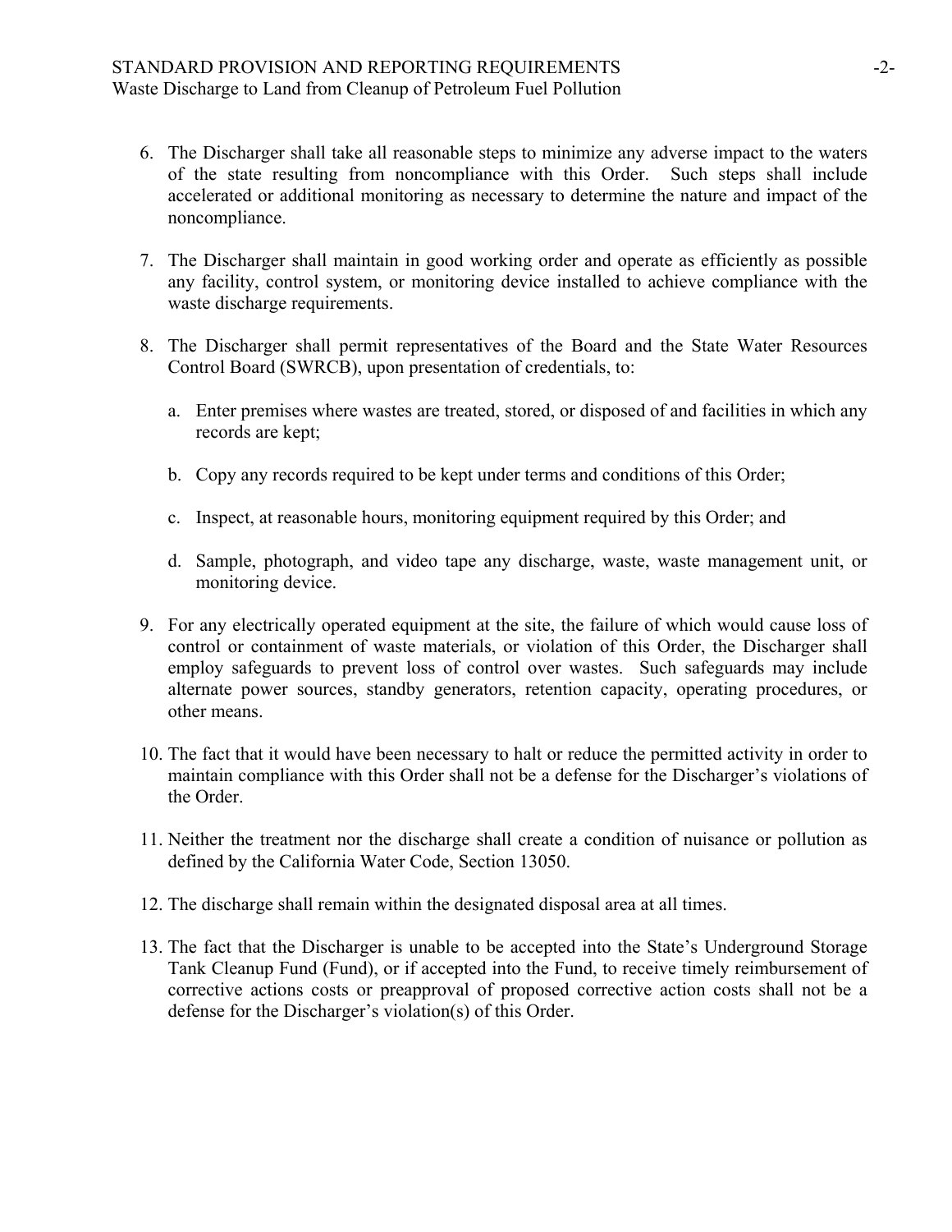6. The Discharger shall take all reasonable steps to minimize any adverse impact to the waters of the state resulting from noncompliance with this Order. Such steps shall include accelerated or additional monitoring as necessary to determine the nature and impact of the noncompliance.

7. The Discharger shall maintain in good working order and operate as efficiently as possible any facility, control system, or monitoring device installed to achieve compliance with the waste discharge requirements.

8. The Discharger shall permit representatives of the Board and the State Water Resources Control Board (SWRCB), upon presentation of credentials, to:

   a. Enter premises where wastes are treated, stored, or disposed of and facilities in which any records are kept;

   b. Copy any records required to be kept under terms and conditions of this Order;

   c. Inspect, at reasonable hours, monitoring equipment required by this Order; and

   d. Sample, photograph, and video tape any discharge, waste, waste management unit, or monitoring device.

9. For any electrically operated equipment at the site, the failure of which would cause loss of control or containment of waste materials, or violation of this Order, the Discharger shall employ safeguards to prevent loss of control over wastes. Such safeguards may include alternate power sources, standby generators, retention capacity, operating procedures, or other means.

10. The fact that it would have been necessary to halt or reduce the permitted activity in order to maintain compliance with this Order shall not be a defense for the Discharger's violations of the Order.

11. Neither the treatment nor the discharge shall create a condition of nuisance or pollution as defined by the California Water Code, Section 13050.

12. The discharge shall remain within the designated disposal area at all times.

13. The fact that the Discharger is unable to be accepted into the State's Underground Storage Tank Cleanup Fund (Fund), or if accepted into the Fund, to receive timely reimbursement of corrective actions costs or preapproval of proposed corrective action costs shall not be a defense for the Discharger's violation(s) of this Order.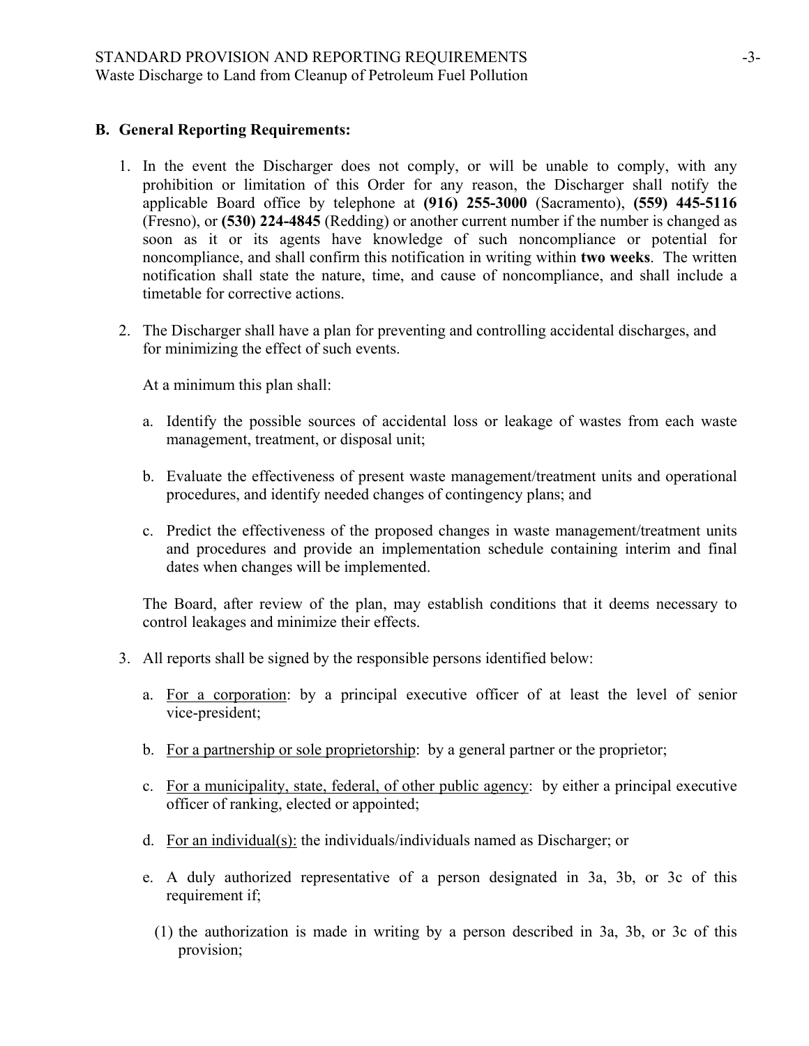### B. General Reporting Requirements:

1. In the event the Discharger does not comply, or will be unable to comply, with any prohibition or limitation of this Order for any reason, the Discharger shall notify the applicable Board office by telephone at **(916) 255-3000** (Sacramento), **(559) 445-5116** (Fresno), or **(530) 224-4845** (Redding) or another current number if the number is changed as soon as it or its agents have knowledge of such noncompliance or potential for noncompliance, and shall confirm this notification in writing within **two weeks**. The written notification shall state the nature, time, and cause of noncompliance, and shall include a timetable for corrective actions.

2. The Discharger shall have a plan for preventing and controlling accidental discharges, and for minimizing the effect of such events.

   At a minimum this plan shall:

   a. Identify the possible sources of accidental loss or leakage of wastes from each waste management, treatment, or disposal unit;

   b. Evaluate the effectiveness of present waste management/treatment units and operational procedures, and identify needed changes of contingency plans; and

   c. Predict the effectiveness of the proposed changes in waste management/treatment units and procedures and provide an implementation schedule containing interim and final dates when changes will be implemented.

   The Board, after review of the plan, may establish conditions that it deems necessary to control leakages and minimize their effects.

3. All reports shall be signed by the responsible persons identified below:

   a. For a corporation: by a principal executive officer of at least the level of senior vice-president;

   b. For a partnership or sole proprietorship: by a general partner or the proprietor;

   c. For a municipality, state, federal, of other public agency: by either a principal executive officer of ranking, elected or appointed;

   d. For an individual(s): the individuals/individuals named as Discharger; or

   e. A duly authorized representative of a person designated in 3a, 3b, or 3c of this requirement if;

      (1) the authorization is made in writing by a person described in 3a, 3b, or 3c of this provision;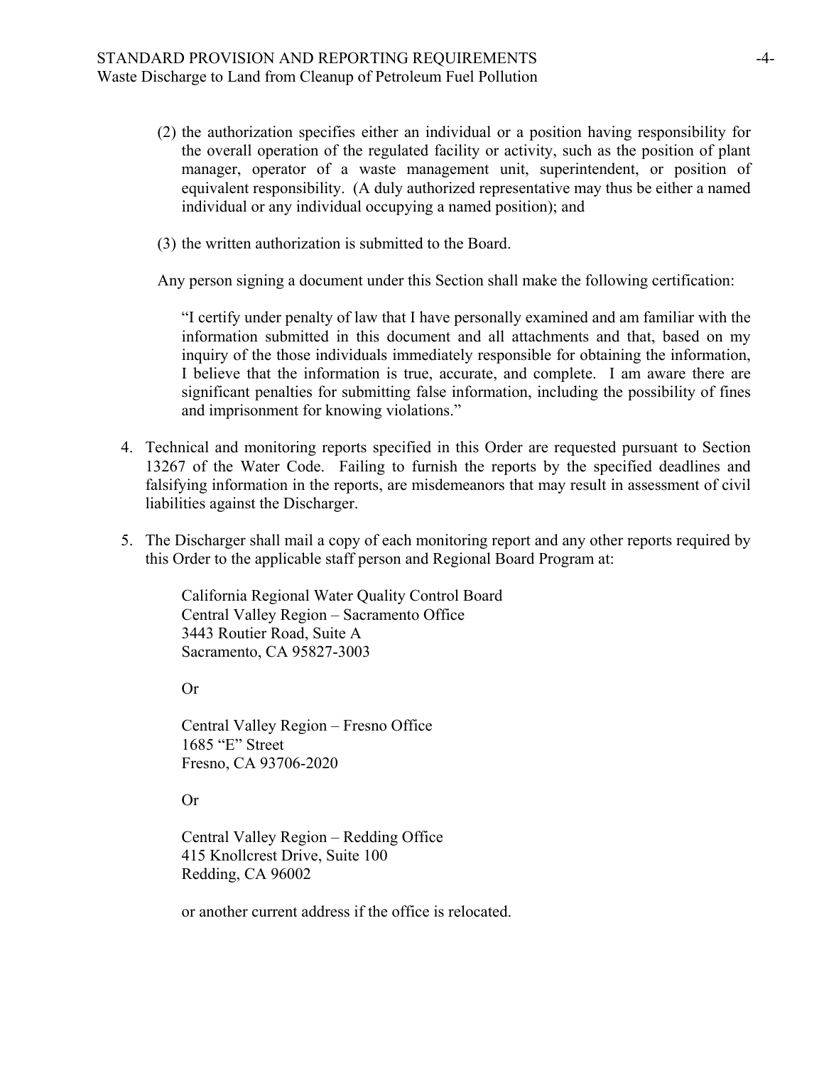(2) the authorization specifies either an individual or a position having responsibility for the overall operation of the regulated facility or activity, such as the position of plant manager, operator of a waste management unit, superintendent, or position of equivalent responsibility. (A duly authorized representative may thus be either a named individual or any individual occupying a named position); and

(3) the written authorization is submitted to the Board.

Any person signing a document under this Section shall make the following certification:

> "I certify under penalty of law that I have personally examined and am familiar with the information submitted in this document and all attachments and that, based on my inquiry of the those individuals immediately responsible for obtaining the information, I believe that the information is true, accurate, and complete. I am aware there are significant penalties for submitting false information, including the possibility of fines and imprisonment for knowing violations."

4. Technical and monitoring reports specified in this Order are requested pursuant to Section 13267 of the Water Code. Failing to furnish the reports by the specified deadlines and falsifying information in the reports, are misdemeanors that may result in assessment of civil liabilities against the Discharger.

5. The Discharger shall mail a copy of each monitoring report and any other reports required by this Order to the applicable staff person and Regional Board Program at:

   California Regional Water Quality Control Board
   Central Valley Region – Sacramento Office
   3443 Routier Road, Suite A
   Sacramento, CA 95827-3003

   Or

   Central Valley Region – Fresno Office
   1685 "E" Street
   Fresno, CA 93706-2020

   Or

   Central Valley Region – Redding Office
   415 Knollcrest Drive, Suite 100
   Redding, CA 96002

   or another current address if the office is relocated.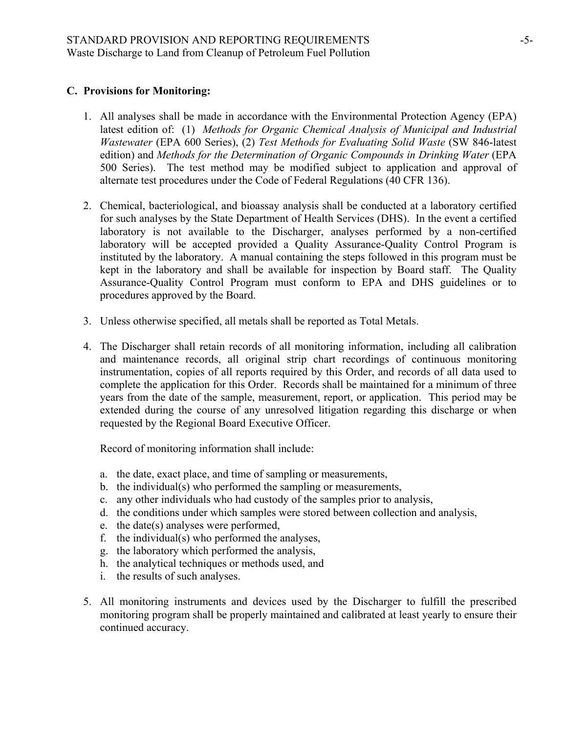## C. Provisions for Monitoring:

1. All analyses shall be made in accordance with the Environmental Protection Agency (EPA) latest edition of: (1) *Methods for Organic Chemical Analysis of Municipal and Industrial Wastewater* (EPA 600 Series), (2) *Test Methods for Evaluating Solid Waste* (SW 846-latest edition) and *Methods for the Determination of Organic Compounds in Drinking Water* (EPA 500 Series). The test method may be modified subject to application and approval of alternate test procedures under the Code of Federal Regulations (40 CFR 136).

2. Chemical, bacteriological, and bioassay analysis shall be conducted at a laboratory certified for such analyses by the State Department of Health Services (DHS). In the event a certified laboratory is not available to the Discharger, analyses performed by a non-certified laboratory will be accepted provided a Quality Assurance-Quality Control Program is instituted by the laboratory. A manual containing the steps followed in this program must be kept in the laboratory and shall be available for inspection by Board staff. The Quality Assurance-Quality Control Program must conform to EPA and DHS guidelines or to procedures approved by the Board.

3. Unless otherwise specified, all metals shall be reported as Total Metals.

4. The Discharger shall retain records of all monitoring information, including all calibration and maintenance records, all original strip chart recordings of continuous monitoring instrumentation, copies of all reports required by this Order, and records of all data used to complete the application for this Order. Records shall be maintained for a minimum of three years from the date of the sample, measurement, report, or application. This period may be extended during the course of any unresolved litigation regarding this discharge or when requested by the Regional Board Executive Officer.

   Record of monitoring information shall include:

   a. the date, exact place, and time of sampling or measurements,
   b. the individual(s) who performed the sampling or measurements,
   c. any other individuals who had custody of the samples prior to analysis,
   d. the conditions under which samples were stored between collection and analysis,
   e. the date(s) analyses were performed,
   f. the individual(s) who performed the analyses,
   g. the laboratory which performed the analysis,
   h. the analytical techniques or methods used, and
   i. the results of such analyses.

5. All monitoring instruments and devices used by the Discharger to fulfill the prescribed monitoring program shall be properly maintained and calibrated at least yearly to ensure their continued accuracy.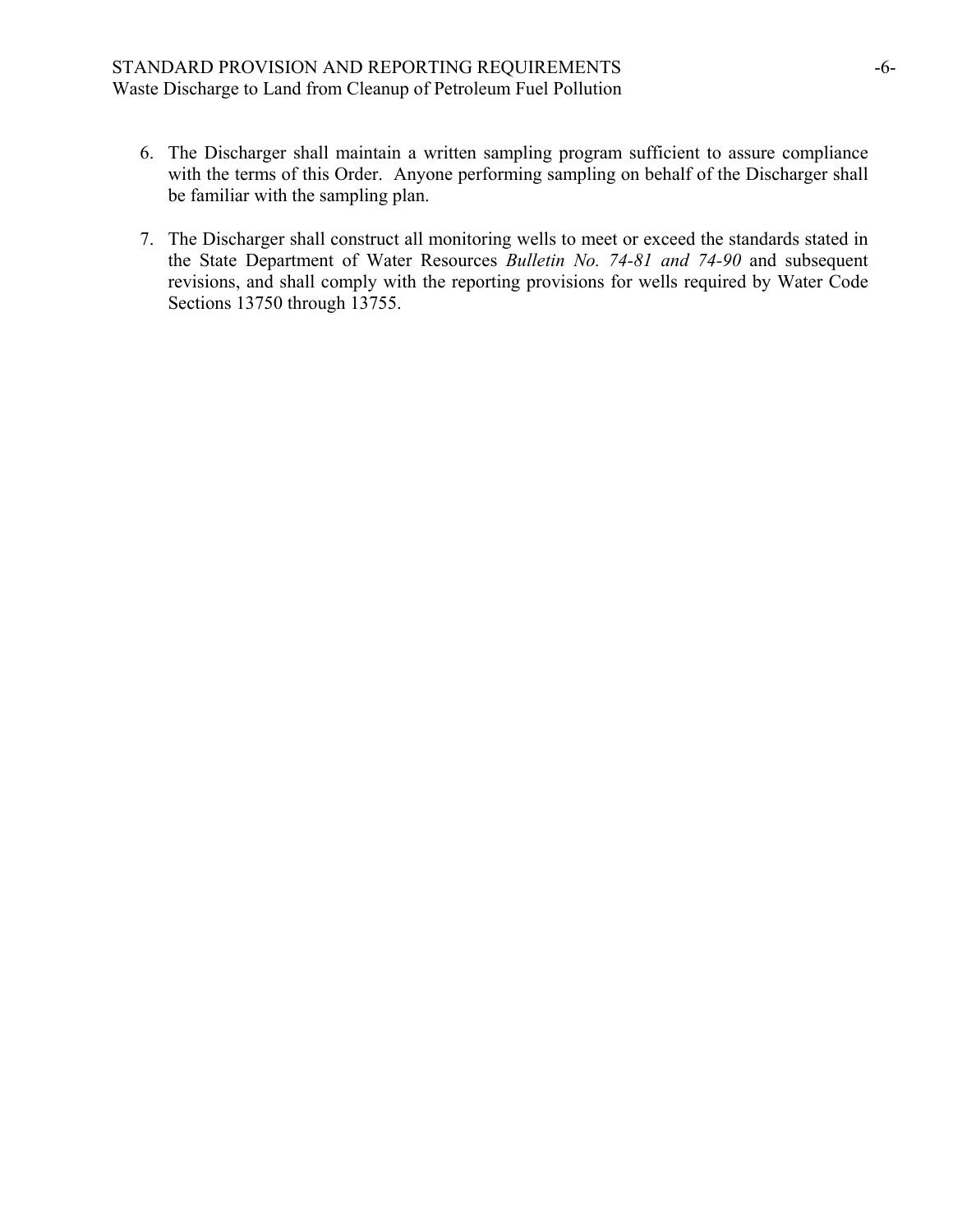6. The Discharger shall maintain a written sampling program sufficient to assure compliance with the terms of this Order. Anyone performing sampling on behalf of the Discharger shall be familiar with the sampling plan.

7. The Discharger shall construct all monitoring wells to meet or exceed the standards stated in the State Department of Water Resources *Bulletin No. 74-81 and 74-90* and subsequent revisions, and shall comply with the reporting provisions for wells required by Water Code Sections 13750 through 13755.